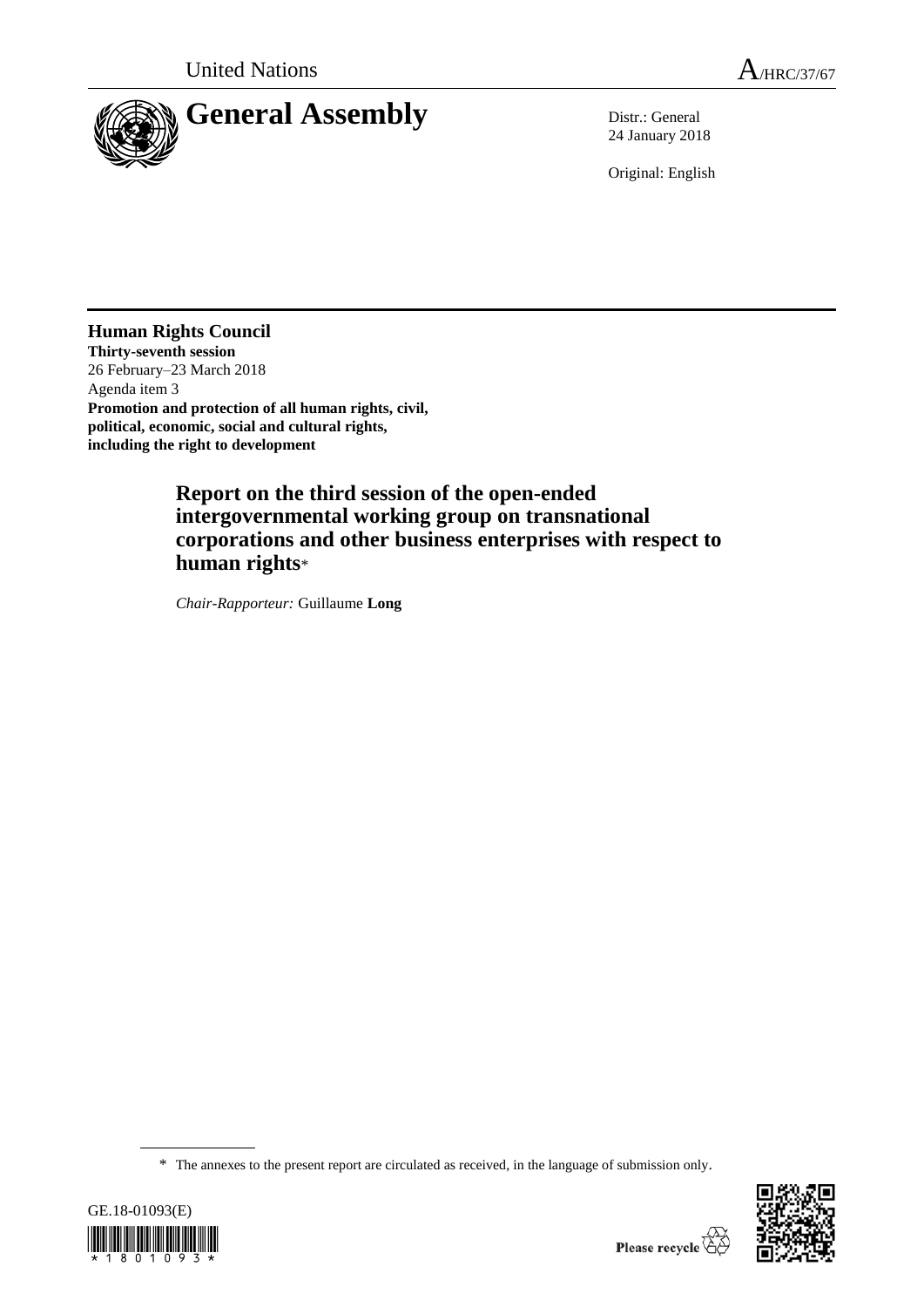United Nations

A/HRC/37/67

# General Assembly

Distr.: General
24 January 2018

Original: English

**Human Rights Council**
**Thirty-seventh session**
26 February–23 March 2018
Agenda item 3
**Promotion and protection of all human rights, civil, political, economic, social and cultural rights, including the right to development**

## Report on the third session of the open-ended intergovernmental working group on transnational corporations and other business enterprises with respect to human rights*

*Chair-Rapporteur:* Guillaume **Long**

\* The annexes to the present report are circulated as received, in the language of submission only.

GE.18-01093(E)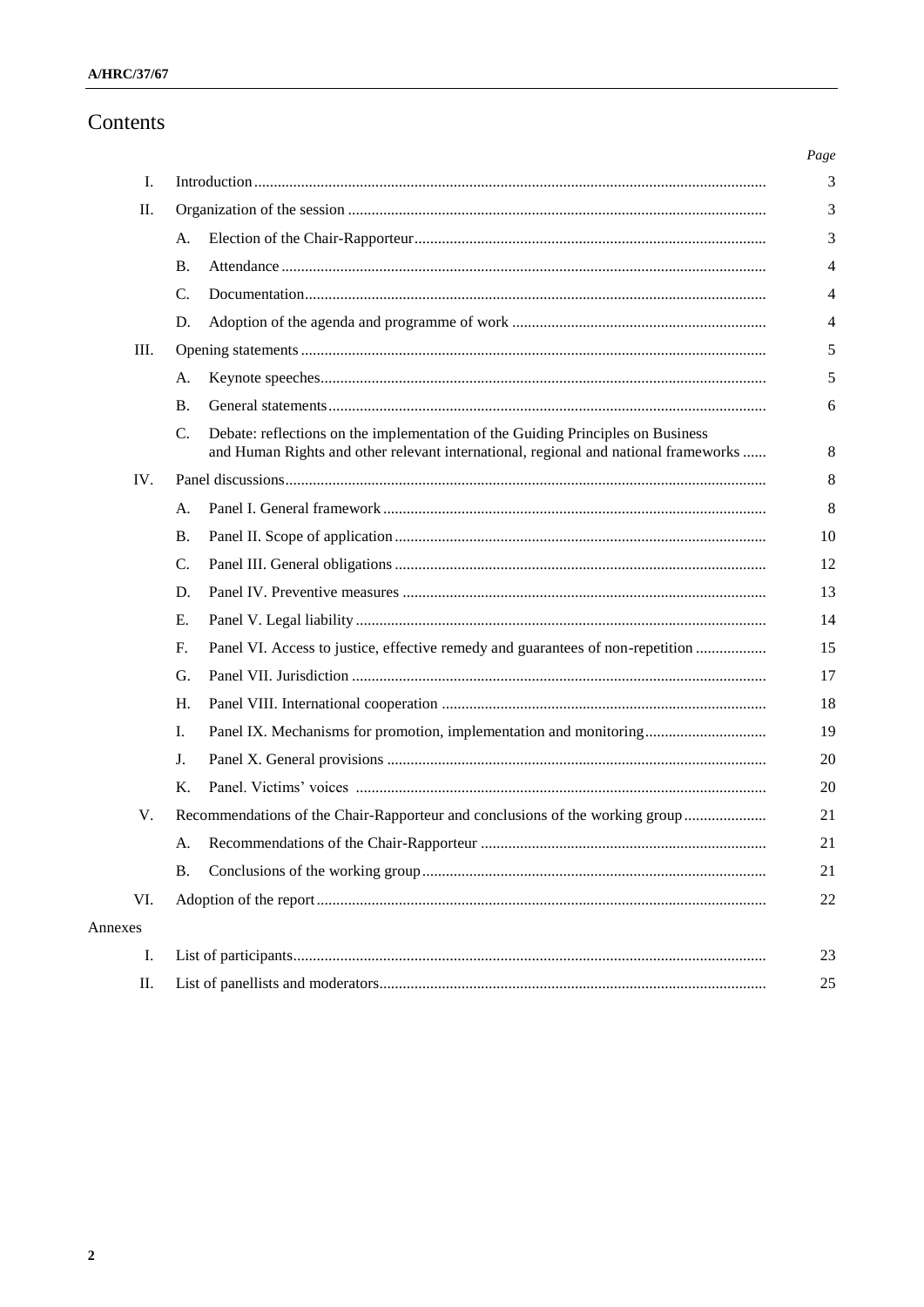# Contents

| | | | Page |
|---|---|---|---|
| I. | Introduction | | 3 |
| II. | Organization of the session | | 3 |
| | A. | Election of the Chair-Rapporteur | 3 |
| | B. | Attendance | 4 |
| | C. | Documentation | 4 |
| | D. | Adoption of the agenda and programme of work | 4 |
| III. | Opening statements | | 5 |
| | A. | Keynote speeches | 5 |
| | B. | General statements | 6 |
| | C. | Debate: reflections on the implementation of the Guiding Principles on Business and Human Rights and other relevant international, regional and national frameworks | 8 |
| IV. | Panel discussions | | 8 |
| | A. | Panel I. General framework | 8 |
| | B. | Panel II. Scope of application | 10 |
| | C. | Panel III. General obligations | 12 |
| | D. | Panel IV. Preventive measures | 13 |
| | E. | Panel V. Legal liability | 14 |
| | F. | Panel VI. Access to justice, effective remedy and guarantees of non-repetition | 15 |
| | G. | Panel VII. Jurisdiction | 17 |
| | H. | Panel VIII. International cooperation | 18 |
| | I. | Panel IX. Mechanisms for promotion, implementation and monitoring | 19 |
| | J. | Panel X. General provisions | 20 |
| | K. | Panel. Victims' voices | 20 |
| V. | Recommendations of the Chair-Rapporteur and conclusions of the working group | | 21 |
| | A. | Recommendations of the Chair-Rapporteur | 21 |
| | B. | Conclusions of the working group | 21 |
| VI. | Adoption of the report | | 22 |
| Annexes | | | |
| I. | List of participants | | 23 |
| II. | List of panellists and moderators | | 25 |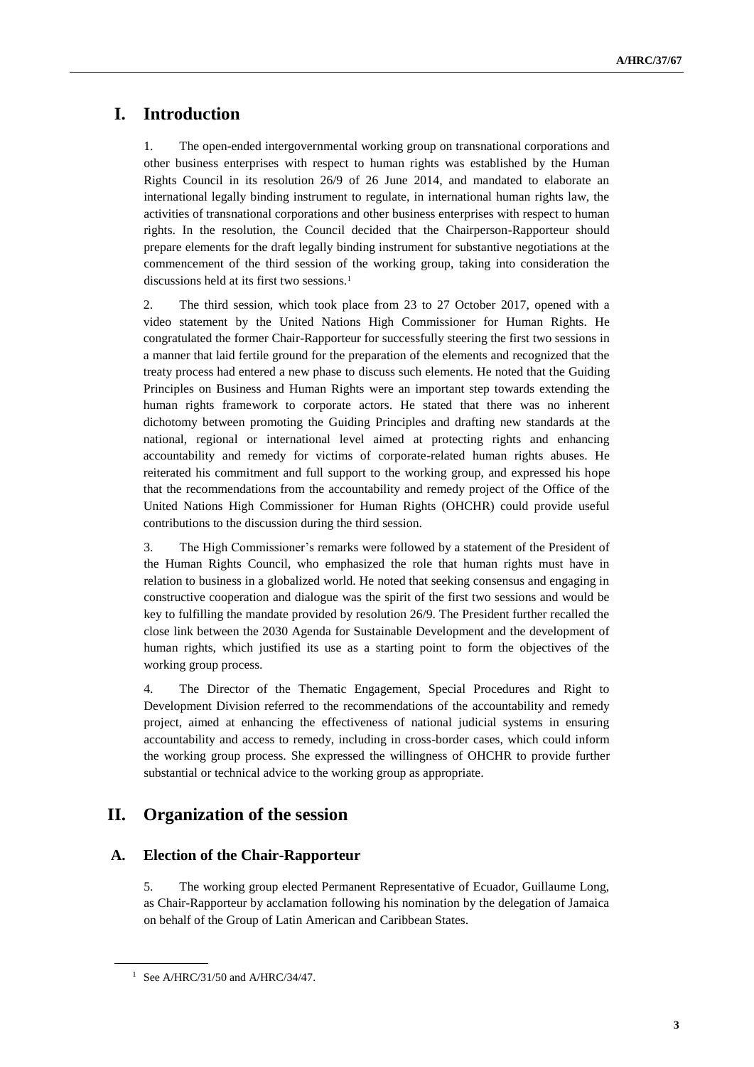# I. Introduction

1. The open-ended intergovernmental working group on transnational corporations and other business enterprises with respect to human rights was established by the Human Rights Council in its resolution 26/9 of 26 June 2014, and mandated to elaborate an international legally binding instrument to regulate, in international human rights law, the activities of transnational corporations and other business enterprises with respect to human rights. In the resolution, the Council decided that the Chairperson-Rapporteur should prepare elements for the draft legally binding instrument for substantive negotiations at the commencement of the third session of the working group, taking into consideration the discussions held at its first two sessions.[1]

2. The third session, which took place from 23 to 27 October 2017, opened with a video statement by the United Nations High Commissioner for Human Rights. He congratulated the former Chair-Rapporteur for successfully steering the first two sessions in a manner that laid fertile ground for the preparation of the elements and recognized that the treaty process had entered a new phase to discuss such elements. He noted that the Guiding Principles on Business and Human Rights were an important step towards extending the human rights framework to corporate actors. He stated that there was no inherent dichotomy between promoting the Guiding Principles and drafting new standards at the national, regional or international level aimed at protecting rights and enhancing accountability and remedy for victims of corporate-related human rights abuses. He reiterated his commitment and full support to the working group, and expressed his hope that the recommendations from the accountability and remedy project of the Office of the United Nations High Commissioner for Human Rights (OHCHR) could provide useful contributions to the discussion during the third session.

3. The High Commissioner's remarks were followed by a statement of the President of the Human Rights Council, who emphasized the role that human rights must have in relation to business in a globalized world. He noted that seeking consensus and engaging in constructive cooperation and dialogue was the spirit of the first two sessions and would be key to fulfilling the mandate provided by resolution 26/9. The President further recalled the close link between the 2030 Agenda for Sustainable Development and the development of human rights, which justified its use as a starting point to form the objectives of the working group process.

4. The Director of the Thematic Engagement, Special Procedures and Right to Development Division referred to the recommendations of the accountability and remedy project, aimed at enhancing the effectiveness of national judicial systems in ensuring accountability and access to remedy, including in cross-border cases, which could inform the working group process. She expressed the willingness of OHCHR to provide further substantial or technical advice to the working group as appropriate.

# II. Organization of the session

## A. Election of the Chair-Rapporteur

5. The working group elected Permanent Representative of Ecuador, Guillaume Long, as Chair-Rapporteur by acclamation following his nomination by the delegation of Jamaica on behalf of the Group of Latin American and Caribbean States.

---

[1] See A/HRC/31/50 and A/HRC/34/47.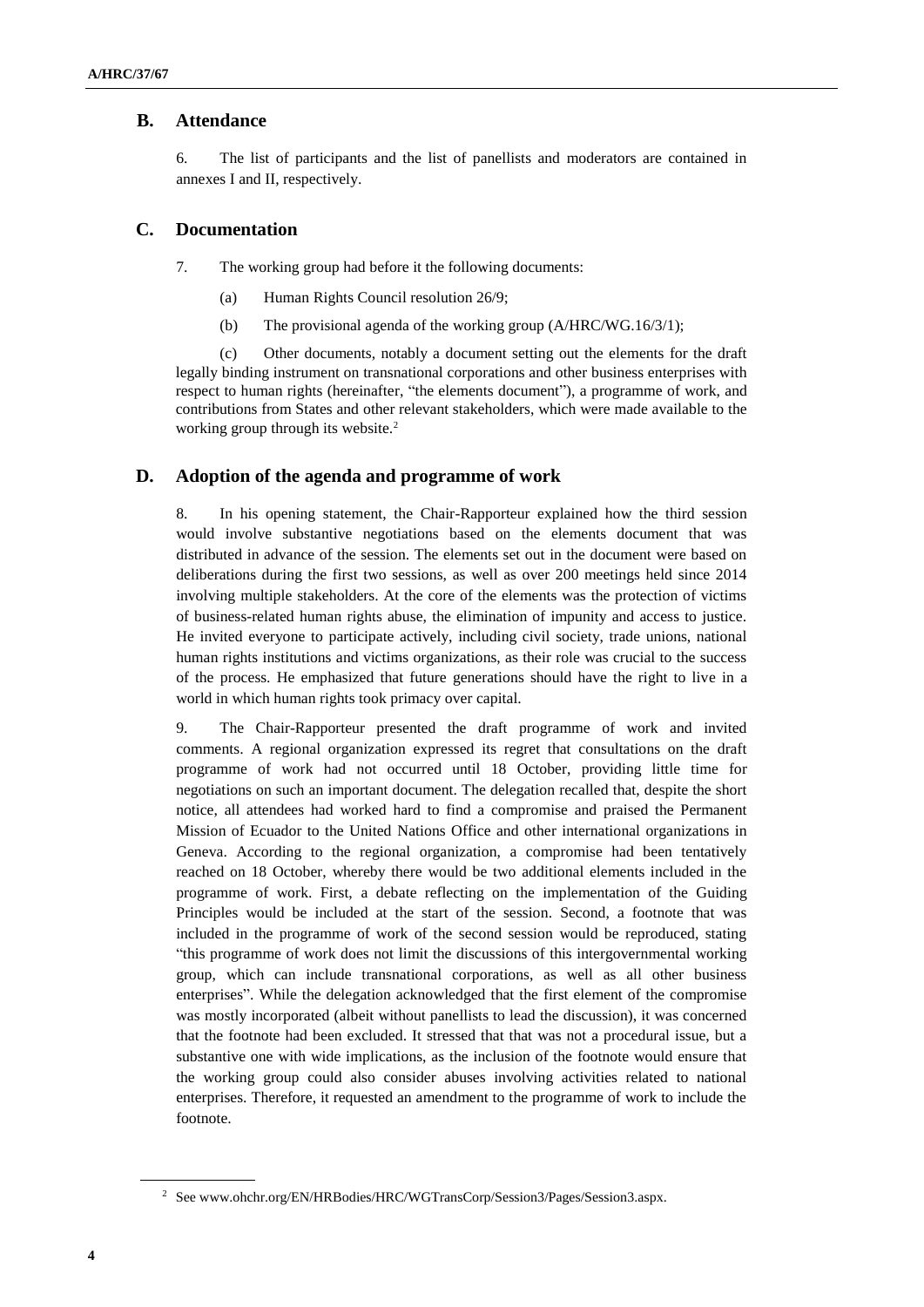## B. Attendance

6. The list of participants and the list of panellists and moderators are contained in annexes I and II, respectively.

## C. Documentation

7. The working group had before it the following documents:

(a) Human Rights Council resolution 26/9;

(b) The provisional agenda of the working group (A/HRC/WG.16/3/1);

(c) Other documents, notably a document setting out the elements for the draft legally binding instrument on transnational corporations and other business enterprises with respect to human rights (hereinafter, "the elements document"), a programme of work, and contributions from States and other relevant stakeholders, which were made available to the working group through its website.[2]

## D. Adoption of the agenda and programme of work

8. In his opening statement, the Chair-Rapporteur explained how the third session would involve substantive negotiations based on the elements document that was distributed in advance of the session. The elements set out in the document were based on deliberations during the first two sessions, as well as over 200 meetings held since 2014 involving multiple stakeholders. At the core of the elements was the protection of victims of business-related human rights abuse, the elimination of impunity and access to justice. He invited everyone to participate actively, including civil society, trade unions, national human rights institutions and victims organizations, as their role was crucial to the success of the process. He emphasized that future generations should have the right to live in a world in which human rights took primacy over capital.

9. The Chair-Rapporteur presented the draft programme of work and invited comments. A regional organization expressed its regret that consultations on the draft programme of work had not occurred until 18 October, providing little time for negotiations on such an important document. The delegation recalled that, despite the short notice, all attendees had worked hard to find a compromise and praised the Permanent Mission of Ecuador to the United Nations Office and other international organizations in Geneva. According to the regional organization, a compromise had been tentatively reached on 18 October, whereby there would be two additional elements included in the programme of work. First, a debate reflecting on the implementation of the Guiding Principles would be included at the start of the session. Second, a footnote that was included in the programme of work of the second session would be reproduced, stating "this programme of work does not limit the discussions of this intergovernmental working group, which can include transnational corporations, as well as all other business enterprises". While the delegation acknowledged that the first element of the compromise was mostly incorporated (albeit without panellists to lead the discussion), it was concerned that the footnote had been excluded. It stressed that that was not a procedural issue, but a substantive one with wide implications, as the inclusion of the footnote would ensure that the working group could also consider abuses involving activities related to national enterprises. Therefore, it requested an amendment to the programme of work to include the footnote.

---

[2] See www.ohchr.org/EN/HRBodies/HRC/WGTransCorp/Session3/Pages/Session3.aspx.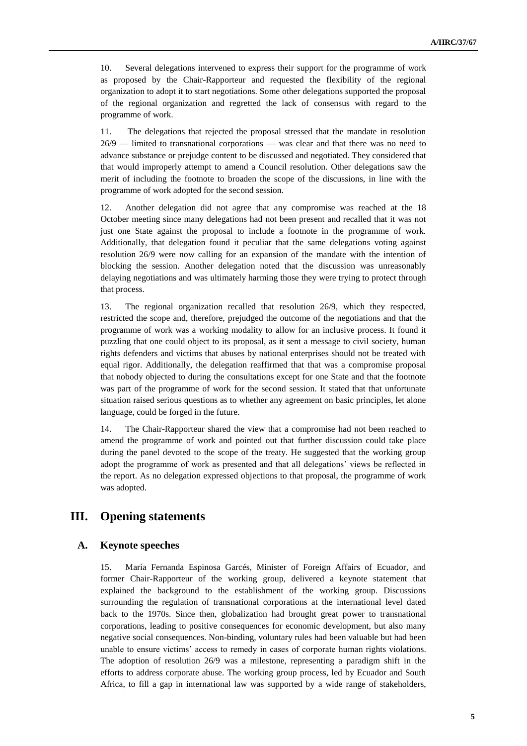10. Several delegations intervened to express their support for the programme of work as proposed by the Chair-Rapporteur and requested the flexibility of the regional organization to adopt it to start negotiations. Some other delegations supported the proposal of the regional organization and regretted the lack of consensus with regard to the programme of work.

11. The delegations that rejected the proposal stressed that the mandate in resolution 26/9 — limited to transnational corporations — was clear and that there was no need to advance substance or prejudge content to be discussed and negotiated. They considered that that would improperly attempt to amend a Council resolution. Other delegations saw the merit of including the footnote to broaden the scope of the discussions, in line with the programme of work adopted for the second session.

12. Another delegation did not agree that any compromise was reached at the 18 October meeting since many delegations had not been present and recalled that it was not just one State against the proposal to include a footnote in the programme of work. Additionally, that delegation found it peculiar that the same delegations voting against resolution 26/9 were now calling for an expansion of the mandate with the intention of blocking the session. Another delegation noted that the discussion was unreasonably delaying negotiations and was ultimately harming those they were trying to protect through that process.

13. The regional organization recalled that resolution 26/9, which they respected, restricted the scope and, therefore, prejudged the outcome of the negotiations and that the programme of work was a working modality to allow for an inclusive process. It found it puzzling that one could object to its proposal, as it sent a message to civil society, human rights defenders and victims that abuses by national enterprises should not be treated with equal rigor. Additionally, the delegation reaffirmed that that was a compromise proposal that nobody objected to during the consultations except for one State and that the footnote was part of the programme of work for the second session. It stated that that unfortunate situation raised serious questions as to whether any agreement on basic principles, let alone language, could be forged in the future.

14. The Chair-Rapporteur shared the view that a compromise had not been reached to amend the programme of work and pointed out that further discussion could take place during the panel devoted to the scope of the treaty. He suggested that the working group adopt the programme of work as presented and that all delegations' views be reflected in the report. As no delegation expressed objections to that proposal, the programme of work was adopted.

# III. Opening statements

## A. Keynote speeches

15. María Fernanda Espinosa Garcés, Minister of Foreign Affairs of Ecuador, and former Chair-Rapporteur of the working group, delivered a keynote statement that explained the background to the establishment of the working group. Discussions surrounding the regulation of transnational corporations at the international level dated back to the 1970s. Since then, globalization had brought great power to transnational corporations, leading to positive consequences for economic development, but also many negative social consequences. Non-binding, voluntary rules had been valuable but had been unable to ensure victims' access to remedy in cases of corporate human rights violations. The adoption of resolution 26/9 was a milestone, representing a paradigm shift in the efforts to address corporate abuse. The working group process, led by Ecuador and South Africa, to fill a gap in international law was supported by a wide range of stakeholders,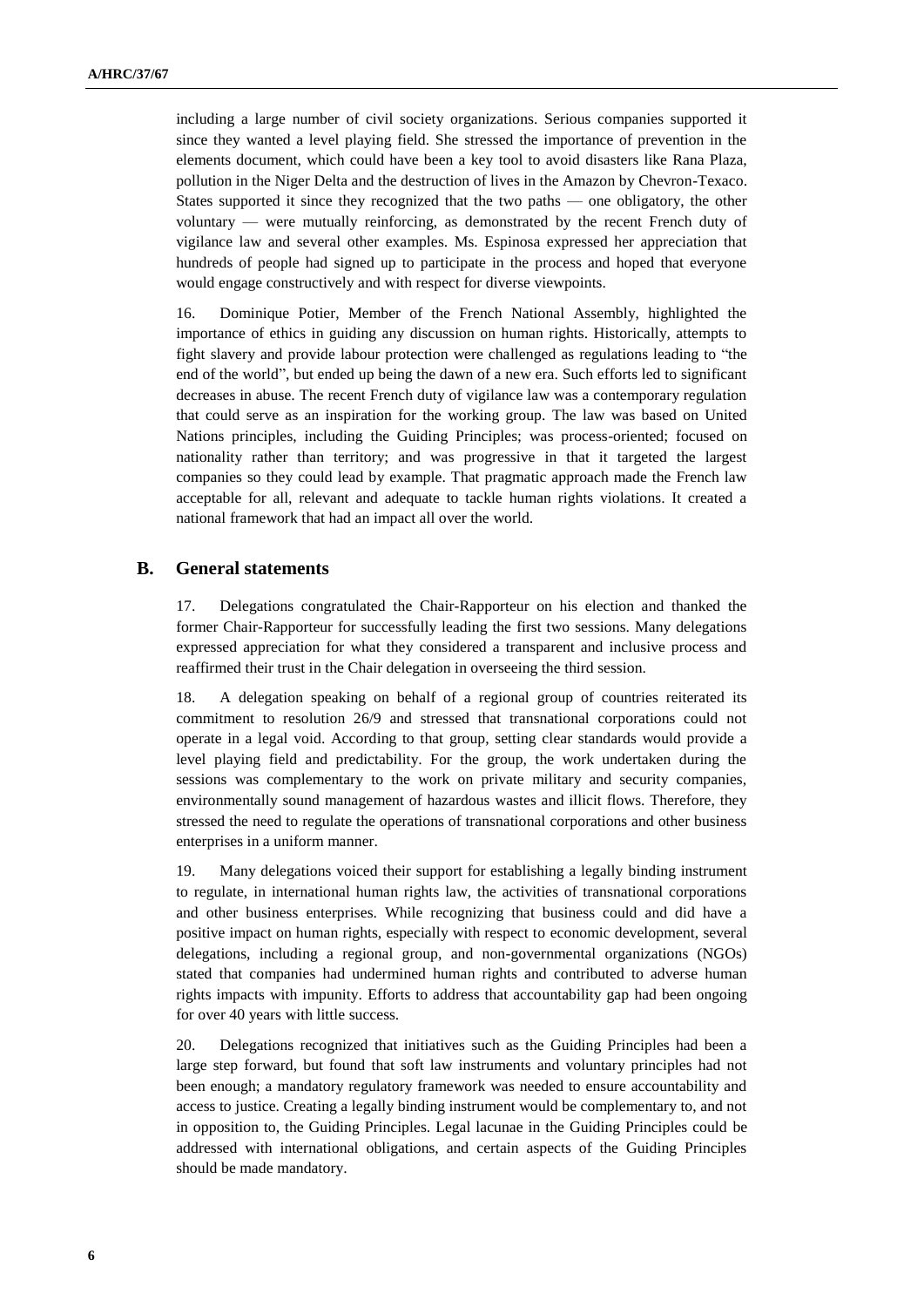including a large number of civil society organizations. Serious companies supported it since they wanted a level playing field. She stressed the importance of prevention in the elements document, which could have been a key tool to avoid disasters like Rana Plaza, pollution in the Niger Delta and the destruction of lives in the Amazon by Chevron-Texaco. States supported it since they recognized that the two paths — one obligatory, the other voluntary — were mutually reinforcing, as demonstrated by the recent French duty of vigilance law and several other examples. Ms. Espinosa expressed her appreciation that hundreds of people had signed up to participate in the process and hoped that everyone would engage constructively and with respect for diverse viewpoints.

16. Dominique Potier, Member of the French National Assembly, highlighted the importance of ethics in guiding any discussion on human rights. Historically, attempts to fight slavery and provide labour protection were challenged as regulations leading to "the end of the world", but ended up being the dawn of a new era. Such efforts led to significant decreases in abuse. The recent French duty of vigilance law was a contemporary regulation that could serve as an inspiration for the working group. The law was based on United Nations principles, including the Guiding Principles; was process-oriented; focused on nationality rather than territory; and was progressive in that it targeted the largest companies so they could lead by example. That pragmatic approach made the French law acceptable for all, relevant and adequate to tackle human rights violations. It created a national framework that had an impact all over the world.

## B. General statements

17. Delegations congratulated the Chair-Rapporteur on his election and thanked the former Chair-Rapporteur for successfully leading the first two sessions. Many delegations expressed appreciation for what they considered a transparent and inclusive process and reaffirmed their trust in the Chair delegation in overseeing the third session.

18. A delegation speaking on behalf of a regional group of countries reiterated its commitment to resolution 26/9 and stressed that transnational corporations could not operate in a legal void. According to that group, setting clear standards would provide a level playing field and predictability. For the group, the work undertaken during the sessions was complementary to the work on private military and security companies, environmentally sound management of hazardous wastes and illicit flows. Therefore, they stressed the need to regulate the operations of transnational corporations and other business enterprises in a uniform manner.

19. Many delegations voiced their support for establishing a legally binding instrument to regulate, in international human rights law, the activities of transnational corporations and other business enterprises. While recognizing that business could and did have a positive impact on human rights, especially with respect to economic development, several delegations, including a regional group, and non-governmental organizations (NGOs) stated that companies had undermined human rights and contributed to adverse human rights impacts with impunity. Efforts to address that accountability gap had been ongoing for over 40 years with little success.

20. Delegations recognized that initiatives such as the Guiding Principles had been a large step forward, but found that soft law instruments and voluntary principles had not been enough; a mandatory regulatory framework was needed to ensure accountability and access to justice. Creating a legally binding instrument would be complementary to, and not in opposition to, the Guiding Principles. Legal lacunae in the Guiding Principles could be addressed with international obligations, and certain aspects of the Guiding Principles should be made mandatory.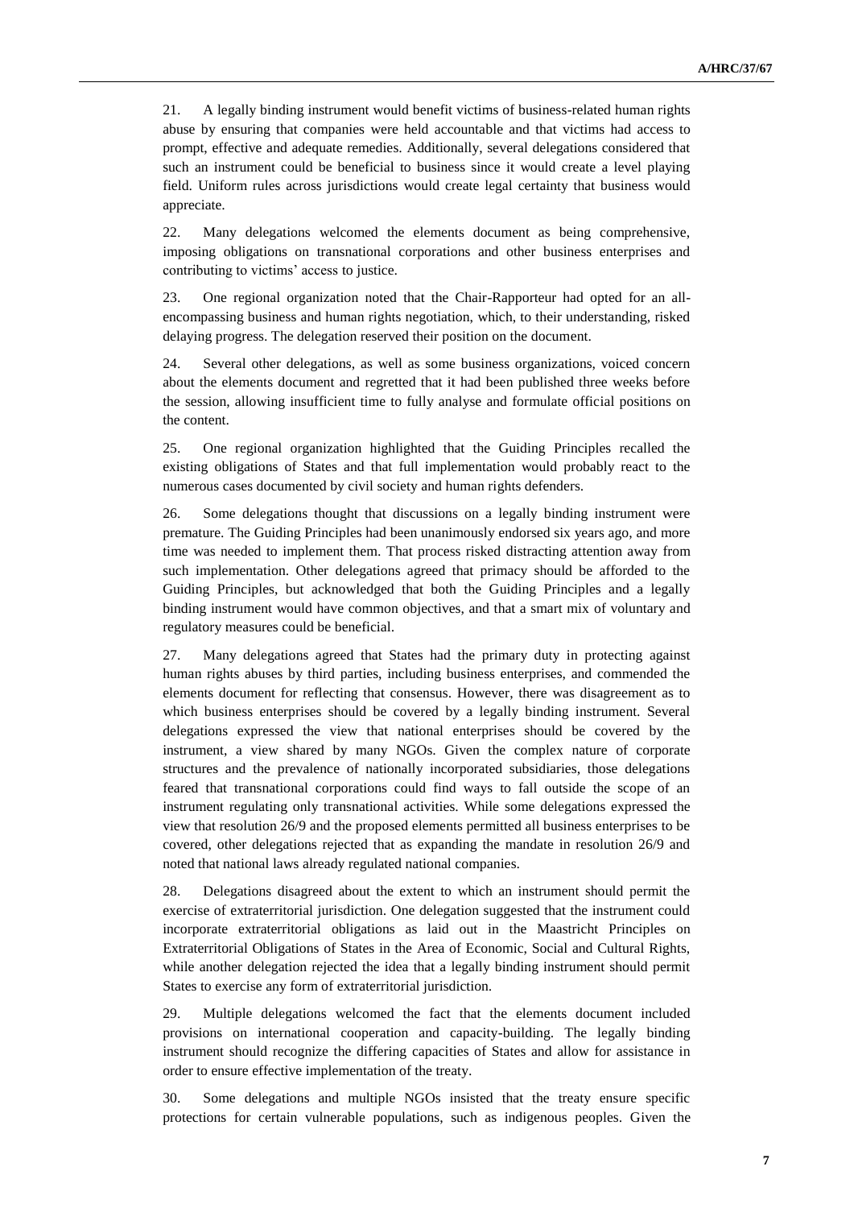21. A legally binding instrument would benefit victims of business-related human rights abuse by ensuring that companies were held accountable and that victims had access to prompt, effective and adequate remedies. Additionally, several delegations considered that such an instrument could be beneficial to business since it would create a level playing field. Uniform rules across jurisdictions would create legal certainty that business would appreciate.

22. Many delegations welcomed the elements document as being comprehensive, imposing obligations on transnational corporations and other business enterprises and contributing to victims' access to justice.

23. One regional organization noted that the Chair-Rapporteur had opted for an all-encompassing business and human rights negotiation, which, to their understanding, risked delaying progress. The delegation reserved their position on the document.

24. Several other delegations, as well as some business organizations, voiced concern about the elements document and regretted that it had been published three weeks before the session, allowing insufficient time to fully analyse and formulate official positions on the content.

25. One regional organization highlighted that the Guiding Principles recalled the existing obligations of States and that full implementation would probably react to the numerous cases documented by civil society and human rights defenders.

26. Some delegations thought that discussions on a legally binding instrument were premature. The Guiding Principles had been unanimously endorsed six years ago, and more time was needed to implement them. That process risked distracting attention away from such implementation. Other delegations agreed that primacy should be afforded to the Guiding Principles, but acknowledged that both the Guiding Principles and a legally binding instrument would have common objectives, and that a smart mix of voluntary and regulatory measures could be beneficial.

27. Many delegations agreed that States had the primary duty in protecting against human rights abuses by third parties, including business enterprises, and commended the elements document for reflecting that consensus. However, there was disagreement as to which business enterprises should be covered by a legally binding instrument. Several delegations expressed the view that national enterprises should be covered by the instrument, a view shared by many NGOs. Given the complex nature of corporate structures and the prevalence of nationally incorporated subsidiaries, those delegations feared that transnational corporations could find ways to fall outside the scope of an instrument regulating only transnational activities. While some delegations expressed the view that resolution 26/9 and the proposed elements permitted all business enterprises to be covered, other delegations rejected that as expanding the mandate in resolution 26/9 and noted that national laws already regulated national companies.

28. Delegations disagreed about the extent to which an instrument should permit the exercise of extraterritorial jurisdiction. One delegation suggested that the instrument could incorporate extraterritorial obligations as laid out in the Maastricht Principles on Extraterritorial Obligations of States in the Area of Economic, Social and Cultural Rights, while another delegation rejected the idea that a legally binding instrument should permit States to exercise any form of extraterritorial jurisdiction.

29. Multiple delegations welcomed the fact that the elements document included provisions on international cooperation and capacity-building. The legally binding instrument should recognize the differing capacities of States and allow for assistance in order to ensure effective implementation of the treaty.

30. Some delegations and multiple NGOs insisted that the treaty ensure specific protections for certain vulnerable populations, such as indigenous peoples. Given the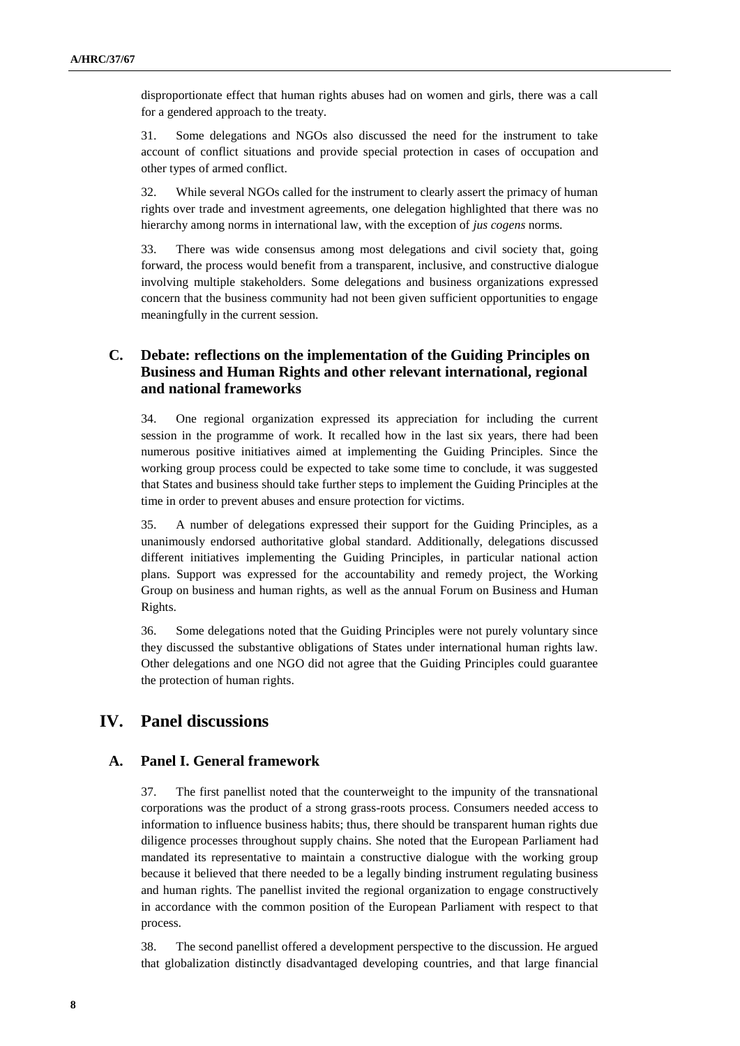disproportionate effect that human rights abuses had on women and girls, there was a call for a gendered approach to the treaty.

31. Some delegations and NGOs also discussed the need for the instrument to take account of conflict situations and provide special protection in cases of occupation and other types of armed conflict.

32. While several NGOs called for the instrument to clearly assert the primacy of human rights over trade and investment agreements, one delegation highlighted that there was no hierarchy among norms in international law, with the exception of *jus cogens* norms.

33. There was wide consensus among most delegations and civil society that, going forward, the process would benefit from a transparent, inclusive, and constructive dialogue involving multiple stakeholders. Some delegations and business organizations expressed concern that the business community had not been given sufficient opportunities to engage meaningfully in the current session.

### C. Debate: reflections on the implementation of the Guiding Principles on Business and Human Rights and other relevant international, regional and national frameworks

34. One regional organization expressed its appreciation for including the current session in the programme of work. It recalled how in the last six years, there had been numerous positive initiatives aimed at implementing the Guiding Principles. Since the working group process could be expected to take some time to conclude, it was suggested that States and business should take further steps to implement the Guiding Principles at the time in order to prevent abuses and ensure protection for victims.

35. A number of delegations expressed their support for the Guiding Principles, as a unanimously endorsed authoritative global standard. Additionally, delegations discussed different initiatives implementing the Guiding Principles, in particular national action plans. Support was expressed for the accountability and remedy project, the Working Group on business and human rights, as well as the annual Forum on Business and Human Rights.

36. Some delegations noted that the Guiding Principles were not purely voluntary since they discussed the substantive obligations of States under international human rights law. Other delegations and one NGO did not agree that the Guiding Principles could guarantee the protection of human rights.

## IV. Panel discussions

### A. Panel I. General framework

37. The first panellist noted that the counterweight to the impunity of the transnational corporations was the product of a strong grass-roots process. Consumers needed access to information to influence business habits; thus, there should be transparent human rights due diligence processes throughout supply chains. She noted that the European Parliament had mandated its representative to maintain a constructive dialogue with the working group because it believed that there needed to be a legally binding instrument regulating business and human rights. The panellist invited the regional organization to engage constructively in accordance with the common position of the European Parliament with respect to that process.

38. The second panellist offered a development perspective to the discussion. He argued that globalization distinctly disadvantaged developing countries, and that large financial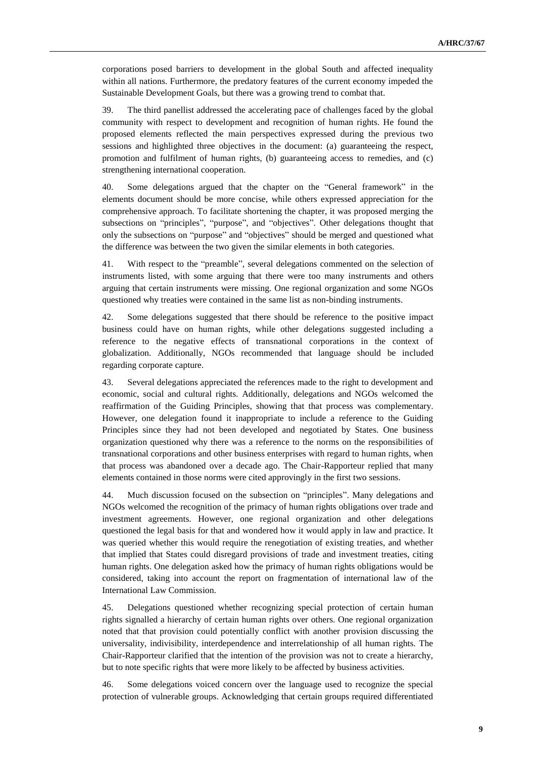corporations posed barriers to development in the global South and affected inequality within all nations. Furthermore, the predatory features of the current economy impeded the Sustainable Development Goals, but there was a growing trend to combat that.

39. The third panellist addressed the accelerating pace of challenges faced by the global community with respect to development and recognition of human rights. He found the proposed elements reflected the main perspectives expressed during the previous two sessions and highlighted three objectives in the document: (a) guaranteeing the respect, promotion and fulfilment of human rights, (b) guaranteeing access to remedies, and (c) strengthening international cooperation.

40. Some delegations argued that the chapter on the "General framework" in the elements document should be more concise, while others expressed appreciation for the comprehensive approach. To facilitate shortening the chapter, it was proposed merging the subsections on "principles", "purpose", and "objectives". Other delegations thought that only the subsections on "purpose" and "objectives" should be merged and questioned what the difference was between the two given the similar elements in both categories.

41. With respect to the "preamble", several delegations commented on the selection of instruments listed, with some arguing that there were too many instruments and others arguing that certain instruments were missing. One regional organization and some NGOs questioned why treaties were contained in the same list as non-binding instruments.

42. Some delegations suggested that there should be reference to the positive impact business could have on human rights, while other delegations suggested including a reference to the negative effects of transnational corporations in the context of globalization. Additionally, NGOs recommended that language should be included regarding corporate capture.

43. Several delegations appreciated the references made to the right to development and economic, social and cultural rights. Additionally, delegations and NGOs welcomed the reaffirmation of the Guiding Principles, showing that that process was complementary. However, one delegation found it inappropriate to include a reference to the Guiding Principles since they had not been developed and negotiated by States. One business organization questioned why there was a reference to the norms on the responsibilities of transnational corporations and other business enterprises with regard to human rights, when that process was abandoned over a decade ago. The Chair-Rapporteur replied that many elements contained in those norms were cited approvingly in the first two sessions.

44. Much discussion focused on the subsection on "principles". Many delegations and NGOs welcomed the recognition of the primacy of human rights obligations over trade and investment agreements. However, one regional organization and other delegations questioned the legal basis for that and wondered how it would apply in law and practice. It was queried whether this would require the renegotiation of existing treaties, and whether that implied that States could disregard provisions of trade and investment treaties, citing human rights. One delegation asked how the primacy of human rights obligations would be considered, taking into account the report on fragmentation of international law of the International Law Commission.

45. Delegations questioned whether recognizing special protection of certain human rights signalled a hierarchy of certain human rights over others. One regional organization noted that that provision could potentially conflict with another provision discussing the universality, indivisibility, interdependence and interrelationship of all human rights. The Chair-Rapporteur clarified that the intention of the provision was not to create a hierarchy, but to note specific rights that were more likely to be affected by business activities.

46. Some delegations voiced concern over the language used to recognize the special protection of vulnerable groups. Acknowledging that certain groups required differentiated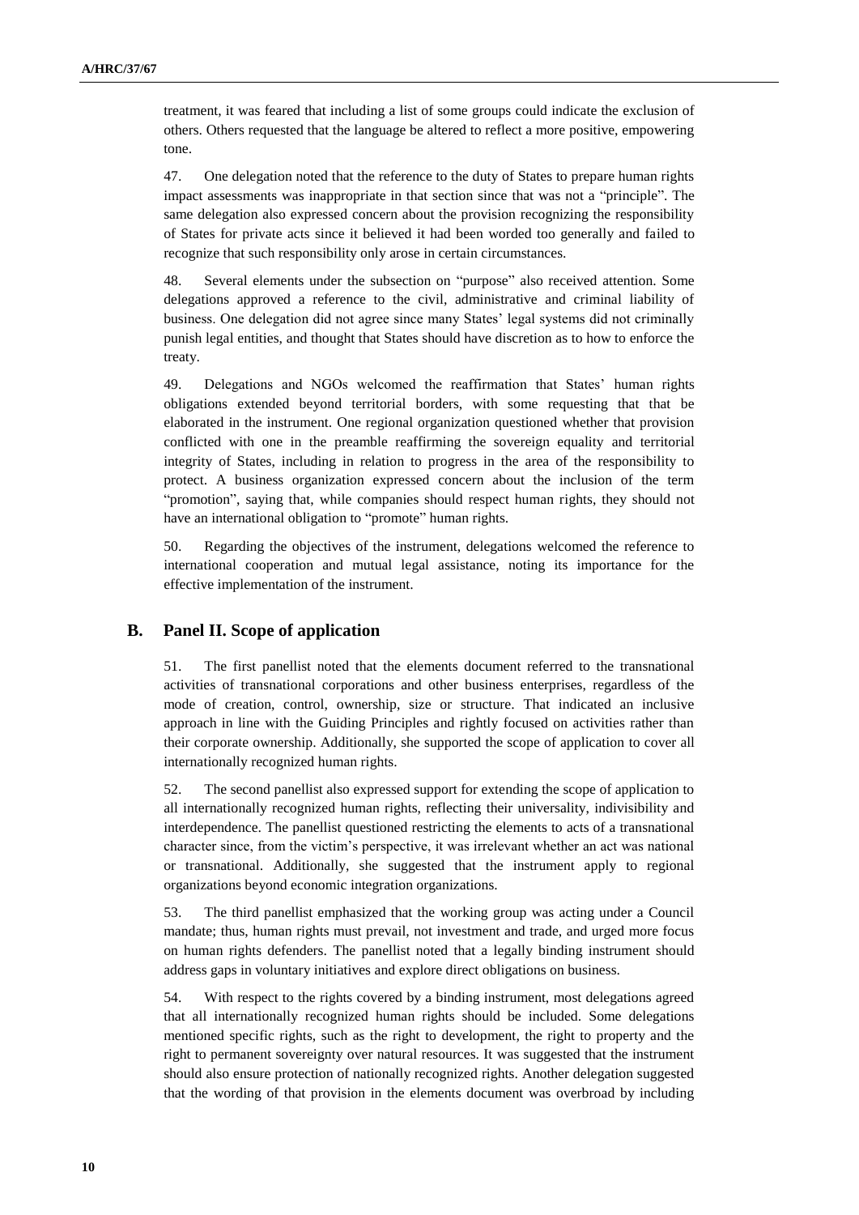treatment, it was feared that including a list of some groups could indicate the exclusion of others. Others requested that the language be altered to reflect a more positive, empowering tone.

47. One delegation noted that the reference to the duty of States to prepare human rights impact assessments was inappropriate in that section since that was not a "principle". The same delegation also expressed concern about the provision recognizing the responsibility of States for private acts since it believed it had been worded too generally and failed to recognize that such responsibility only arose in certain circumstances.

48. Several elements under the subsection on "purpose" also received attention. Some delegations approved a reference to the civil, administrative and criminal liability of business. One delegation did not agree since many States' legal systems did not criminally punish legal entities, and thought that States should have discretion as to how to enforce the treaty.

49. Delegations and NGOs welcomed the reaffirmation that States' human rights obligations extended beyond territorial borders, with some requesting that that be elaborated in the instrument. One regional organization questioned whether that provision conflicted with one in the preamble reaffirming the sovereign equality and territorial integrity of States, including in relation to progress in the area of the responsibility to protect. A business organization expressed concern about the inclusion of the term "promotion", saying that, while companies should respect human rights, they should not have an international obligation to "promote" human rights.

50. Regarding the objectives of the instrument, delegations welcomed the reference to international cooperation and mutual legal assistance, noting its importance for the effective implementation of the instrument.

## B. Panel II. Scope of application

51. The first panellist noted that the elements document referred to the transnational activities of transnational corporations and other business enterprises, regardless of the mode of creation, control, ownership, size or structure. That indicated an inclusive approach in line with the Guiding Principles and rightly focused on activities rather than their corporate ownership. Additionally, she supported the scope of application to cover all internationally recognized human rights.

52. The second panellist also expressed support for extending the scope of application to all internationally recognized human rights, reflecting their universality, indivisibility and interdependence. The panellist questioned restricting the elements to acts of a transnational character since, from the victim's perspective, it was irrelevant whether an act was national or transnational. Additionally, she suggested that the instrument apply to regional organizations beyond economic integration organizations.

53. The third panellist emphasized that the working group was acting under a Council mandate; thus, human rights must prevail, not investment and trade, and urged more focus on human rights defenders. The panellist noted that a legally binding instrument should address gaps in voluntary initiatives and explore direct obligations on business.

54. With respect to the rights covered by a binding instrument, most delegations agreed that all internationally recognized human rights should be included. Some delegations mentioned specific rights, such as the right to development, the right to property and the right to permanent sovereignty over natural resources. It was suggested that the instrument should also ensure protection of nationally recognized rights. Another delegation suggested that the wording of that provision in the elements document was overbroad by including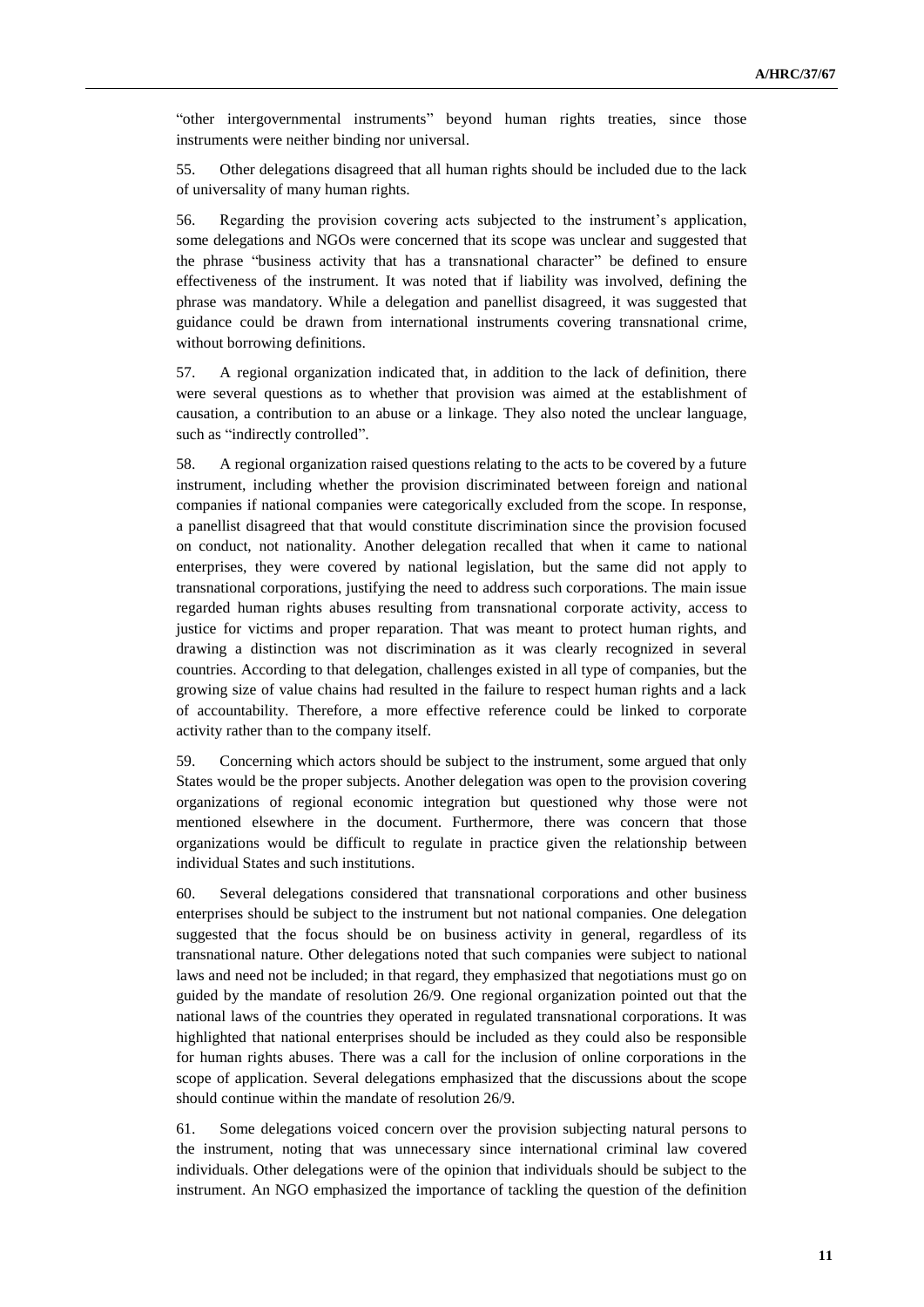"other intergovernmental instruments" beyond human rights treaties, since those instruments were neither binding nor universal.

55. Other delegations disagreed that all human rights should be included due to the lack of universality of many human rights.

56. Regarding the provision covering acts subjected to the instrument's application, some delegations and NGOs were concerned that its scope was unclear and suggested that the phrase "business activity that has a transnational character" be defined to ensure effectiveness of the instrument. It was noted that if liability was involved, defining the phrase was mandatory. While a delegation and panellist disagreed, it was suggested that guidance could be drawn from international instruments covering transnational crime, without borrowing definitions.

57. A regional organization indicated that, in addition to the lack of definition, there were several questions as to whether that provision was aimed at the establishment of causation, a contribution to an abuse or a linkage. They also noted the unclear language, such as "indirectly controlled".

58. A regional organization raised questions relating to the acts to be covered by a future instrument, including whether the provision discriminated between foreign and national companies if national companies were categorically excluded from the scope. In response, a panellist disagreed that that would constitute discrimination since the provision focused on conduct, not nationality. Another delegation recalled that when it came to national enterprises, they were covered by national legislation, but the same did not apply to transnational corporations, justifying the need to address such corporations. The main issue regarded human rights abuses resulting from transnational corporate activity, access to justice for victims and proper reparation. That was meant to protect human rights, and drawing a distinction was not discrimination as it was clearly recognized in several countries. According to that delegation, challenges existed in all type of companies, but the growing size of value chains had resulted in the failure to respect human rights and a lack of accountability. Therefore, a more effective reference could be linked to corporate activity rather than to the company itself.

59. Concerning which actors should be subject to the instrument, some argued that only States would be the proper subjects. Another delegation was open to the provision covering organizations of regional economic integration but questioned why those were not mentioned elsewhere in the document. Furthermore, there was concern that those organizations would be difficult to regulate in practice given the relationship between individual States and such institutions.

60. Several delegations considered that transnational corporations and other business enterprises should be subject to the instrument but not national companies. One delegation suggested that the focus should be on business activity in general, regardless of its transnational nature. Other delegations noted that such companies were subject to national laws and need not be included; in that regard, they emphasized that negotiations must go on guided by the mandate of resolution 26/9. One regional organization pointed out that the national laws of the countries they operated in regulated transnational corporations. It was highlighted that national enterprises should be included as they could also be responsible for human rights abuses. There was a call for the inclusion of online corporations in the scope of application. Several delegations emphasized that the discussions about the scope should continue within the mandate of resolution 26/9.

61. Some delegations voiced concern over the provision subjecting natural persons to the instrument, noting that was unnecessary since international criminal law covered individuals. Other delegations were of the opinion that individuals should be subject to the instrument. An NGO emphasized the importance of tackling the question of the definition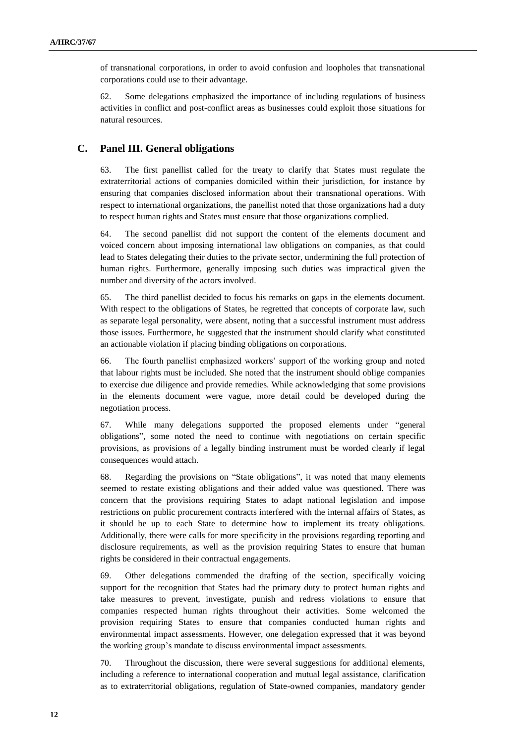of transnational corporations, in order to avoid confusion and loopholes that transnational corporations could use to their advantage.

62. Some delegations emphasized the importance of including regulations of business activities in conflict and post-conflict areas as businesses could exploit those situations for natural resources.

## C. Panel III. General obligations

63. The first panellist called for the treaty to clarify that States must regulate the extraterritorial actions of companies domiciled within their jurisdiction, for instance by ensuring that companies disclosed information about their transnational operations. With respect to international organizations, the panellist noted that those organizations had a duty to respect human rights and States must ensure that those organizations complied.

64. The second panellist did not support the content of the elements document and voiced concern about imposing international law obligations on companies, as that could lead to States delegating their duties to the private sector, undermining the full protection of human rights. Furthermore, generally imposing such duties was impractical given the number and diversity of the actors involved.

65. The third panellist decided to focus his remarks on gaps in the elements document. With respect to the obligations of States, he regretted that concepts of corporate law, such as separate legal personality, were absent, noting that a successful instrument must address those issues. Furthermore, he suggested that the instrument should clarify what constituted an actionable violation if placing binding obligations on corporations.

66. The fourth panellist emphasized workers' support of the working group and noted that labour rights must be included. She noted that the instrument should oblige companies to exercise due diligence and provide remedies. While acknowledging that some provisions in the elements document were vague, more detail could be developed during the negotiation process.

67. While many delegations supported the proposed elements under "general obligations", some noted the need to continue with negotiations on certain specific provisions, as provisions of a legally binding instrument must be worded clearly if legal consequences would attach.

68. Regarding the provisions on "State obligations", it was noted that many elements seemed to restate existing obligations and their added value was questioned. There was concern that the provisions requiring States to adapt national legislation and impose restrictions on public procurement contracts interfered with the internal affairs of States, as it should be up to each State to determine how to implement its treaty obligations. Additionally, there were calls for more specificity in the provisions regarding reporting and disclosure requirements, as well as the provision requiring States to ensure that human rights be considered in their contractual engagements.

69. Other delegations commended the drafting of the section, specifically voicing support for the recognition that States had the primary duty to protect human rights and take measures to prevent, investigate, punish and redress violations to ensure that companies respected human rights throughout their activities. Some welcomed the provision requiring States to ensure that companies conducted human rights and environmental impact assessments. However, one delegation expressed that it was beyond the working group's mandate to discuss environmental impact assessments.

70. Throughout the discussion, there were several suggestions for additional elements, including a reference to international cooperation and mutual legal assistance, clarification as to extraterritorial obligations, regulation of State-owned companies, mandatory gender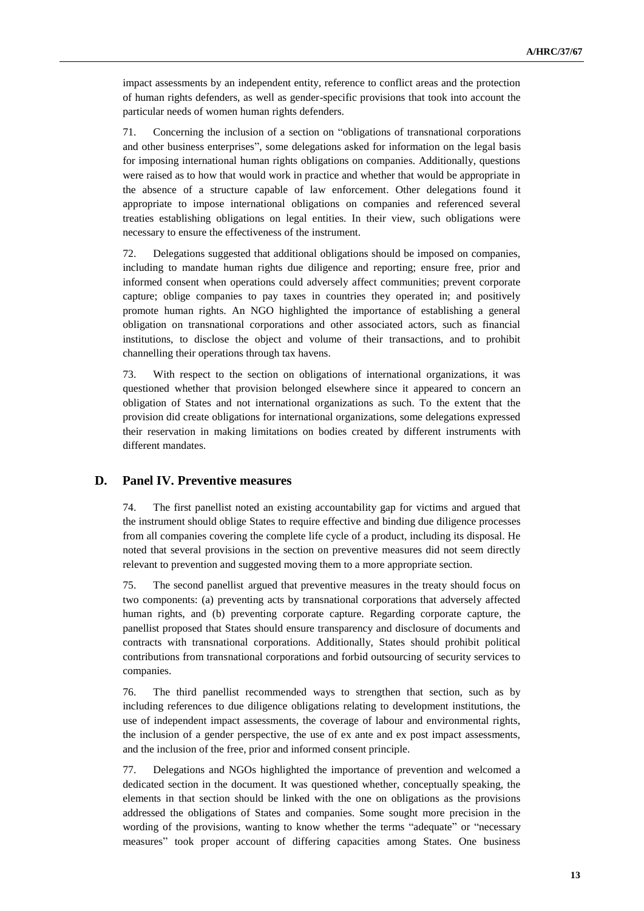impact assessments by an independent entity, reference to conflict areas and the protection of human rights defenders, as well as gender-specific provisions that took into account the particular needs of women human rights defenders.

71. Concerning the inclusion of a section on "obligations of transnational corporations and other business enterprises", some delegations asked for information on the legal basis for imposing international human rights obligations on companies. Additionally, questions were raised as to how that would work in practice and whether that would be appropriate in the absence of a structure capable of law enforcement. Other delegations found it appropriate to impose international obligations on companies and referenced several treaties establishing obligations on legal entities. In their view, such obligations were necessary to ensure the effectiveness of the instrument.

72. Delegations suggested that additional obligations should be imposed on companies, including to mandate human rights due diligence and reporting; ensure free, prior and informed consent when operations could adversely affect communities; prevent corporate capture; oblige companies to pay taxes in countries they operated in; and positively promote human rights. An NGO highlighted the importance of establishing a general obligation on transnational corporations and other associated actors, such as financial institutions, to disclose the object and volume of their transactions, and to prohibit channelling their operations through tax havens.

73. With respect to the section on obligations of international organizations, it was questioned whether that provision belonged elsewhere since it appeared to concern an obligation of States and not international organizations as such. To the extent that the provision did create obligations for international organizations, some delegations expressed their reservation in making limitations on bodies created by different instruments with different mandates.

## D. Panel IV. Preventive measures

74. The first panellist noted an existing accountability gap for victims and argued that the instrument should oblige States to require effective and binding due diligence processes from all companies covering the complete life cycle of a product, including its disposal. He noted that several provisions in the section on preventive measures did not seem directly relevant to prevention and suggested moving them to a more appropriate section.

75. The second panellist argued that preventive measures in the treaty should focus on two components: (a) preventing acts by transnational corporations that adversely affected human rights, and (b) preventing corporate capture. Regarding corporate capture, the panellist proposed that States should ensure transparency and disclosure of documents and contracts with transnational corporations. Additionally, States should prohibit political contributions from transnational corporations and forbid outsourcing of security services to companies.

76. The third panellist recommended ways to strengthen that section, such as by including references to due diligence obligations relating to development institutions, the use of independent impact assessments, the coverage of labour and environmental rights, the inclusion of a gender perspective, the use of ex ante and ex post impact assessments, and the inclusion of the free, prior and informed consent principle.

77. Delegations and NGOs highlighted the importance of prevention and welcomed a dedicated section in the document. It was questioned whether, conceptually speaking, the elements in that section should be linked with the one on obligations as the provisions addressed the obligations of States and companies. Some sought more precision in the wording of the provisions, wanting to know whether the terms "adequate" or "necessary measures" took proper account of differing capacities among States. One business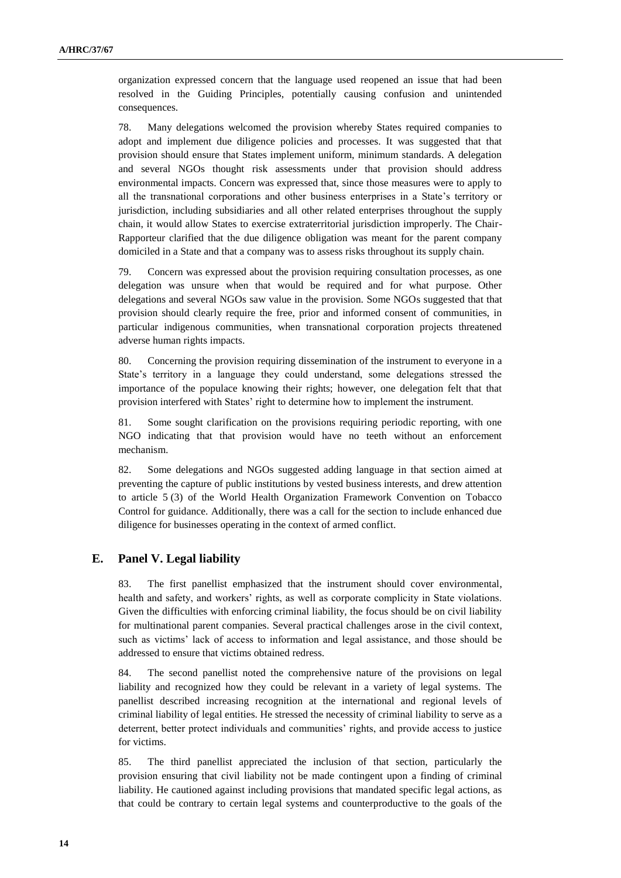organization expressed concern that the language used reopened an issue that had been resolved in the Guiding Principles, potentially causing confusion and unintended consequences.

78. Many delegations welcomed the provision whereby States required companies to adopt and implement due diligence policies and processes. It was suggested that that provision should ensure that States implement uniform, minimum standards. A delegation and several NGOs thought risk assessments under that provision should address environmental impacts. Concern was expressed that, since those measures were to apply to all the transnational corporations and other business enterprises in a State's territory or jurisdiction, including subsidiaries and all other related enterprises throughout the supply chain, it would allow States to exercise extraterritorial jurisdiction improperly. The Chair-Rapporteur clarified that the due diligence obligation was meant for the parent company domiciled in a State and that a company was to assess risks throughout its supply chain.

79. Concern was expressed about the provision requiring consultation processes, as one delegation was unsure when that would be required and for what purpose. Other delegations and several NGOs saw value in the provision. Some NGOs suggested that that provision should clearly require the free, prior and informed consent of communities, in particular indigenous communities, when transnational corporation projects threatened adverse human rights impacts.

80. Concerning the provision requiring dissemination of the instrument to everyone in a State's territory in a language they could understand, some delegations stressed the importance of the populace knowing their rights; however, one delegation felt that that provision interfered with States' right to determine how to implement the instrument.

81. Some sought clarification on the provisions requiring periodic reporting, with one NGO indicating that that provision would have no teeth without an enforcement mechanism.

82. Some delegations and NGOs suggested adding language in that section aimed at preventing the capture of public institutions by vested business interests, and drew attention to article 5 (3) of the World Health Organization Framework Convention on Tobacco Control for guidance. Additionally, there was a call for the section to include enhanced due diligence for businesses operating in the context of armed conflict.

## E. Panel V. Legal liability

83. The first panellist emphasized that the instrument should cover environmental, health and safety, and workers' rights, as well as corporate complicity in State violations. Given the difficulties with enforcing criminal liability, the focus should be on civil liability for multinational parent companies. Several practical challenges arose in the civil context, such as victims' lack of access to information and legal assistance, and those should be addressed to ensure that victims obtained redress.

84. The second panellist noted the comprehensive nature of the provisions on legal liability and recognized how they could be relevant in a variety of legal systems. The panellist described increasing recognition at the international and regional levels of criminal liability of legal entities. He stressed the necessity of criminal liability to serve as a deterrent, better protect individuals and communities' rights, and provide access to justice for victims.

85. The third panellist appreciated the inclusion of that section, particularly the provision ensuring that civil liability not be made contingent upon a finding of criminal liability. He cautioned against including provisions that mandated specific legal actions, as that could be contrary to certain legal systems and counterproductive to the goals of the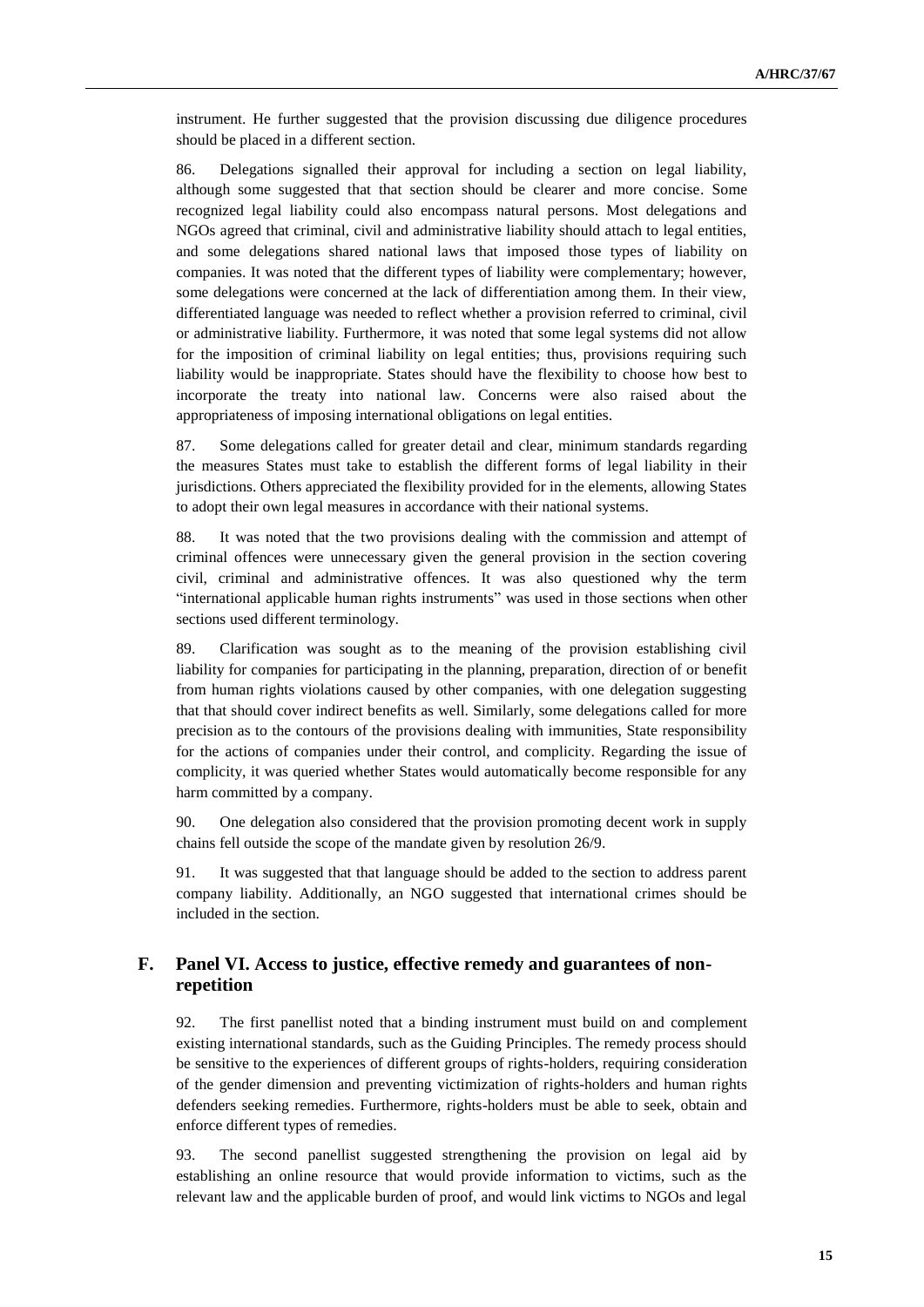instrument. He further suggested that the provision discussing due diligence procedures should be placed in a different section.

86. Delegations signalled their approval for including a section on legal liability, although some suggested that that section should be clearer and more concise. Some recognized legal liability could also encompass natural persons. Most delegations and NGOs agreed that criminal, civil and administrative liability should attach to legal entities, and some delegations shared national laws that imposed those types of liability on companies. It was noted that the different types of liability were complementary; however, some delegations were concerned at the lack of differentiation among them. In their view, differentiated language was needed to reflect whether a provision referred to criminal, civil or administrative liability. Furthermore, it was noted that some legal systems did not allow for the imposition of criminal liability on legal entities; thus, provisions requiring such liability would be inappropriate. States should have the flexibility to choose how best to incorporate the treaty into national law. Concerns were also raised about the appropriateness of imposing international obligations on legal entities.

87. Some delegations called for greater detail and clear, minimum standards regarding the measures States must take to establish the different forms of legal liability in their jurisdictions. Others appreciated the flexibility provided for in the elements, allowing States to adopt their own legal measures in accordance with their national systems.

88. It was noted that the two provisions dealing with the commission and attempt of criminal offences were unnecessary given the general provision in the section covering civil, criminal and administrative offences. It was also questioned why the term "international applicable human rights instruments" was used in those sections when other sections used different terminology.

89. Clarification was sought as to the meaning of the provision establishing civil liability for companies for participating in the planning, preparation, direction of or benefit from human rights violations caused by other companies, with one delegation suggesting that that should cover indirect benefits as well. Similarly, some delegations called for more precision as to the contours of the provisions dealing with immunities, State responsibility for the actions of companies under their control, and complicity. Regarding the issue of complicity, it was queried whether States would automatically become responsible for any harm committed by a company.

90. One delegation also considered that the provision promoting decent work in supply chains fell outside the scope of the mandate given by resolution 26/9.

91. It was suggested that that language should be added to the section to address parent company liability. Additionally, an NGO suggested that international crimes should be included in the section.

## F. Panel VI. Access to justice, effective remedy and guarantees of non-repetition

92. The first panellist noted that a binding instrument must build on and complement existing international standards, such as the Guiding Principles. The remedy process should be sensitive to the experiences of different groups of rights-holders, requiring consideration of the gender dimension and preventing victimization of rights-holders and human rights defenders seeking remedies. Furthermore, rights-holders must be able to seek, obtain and enforce different types of remedies.

93. The second panellist suggested strengthening the provision on legal aid by establishing an online resource that would provide information to victims, such as the relevant law and the applicable burden of proof, and would link victims to NGOs and legal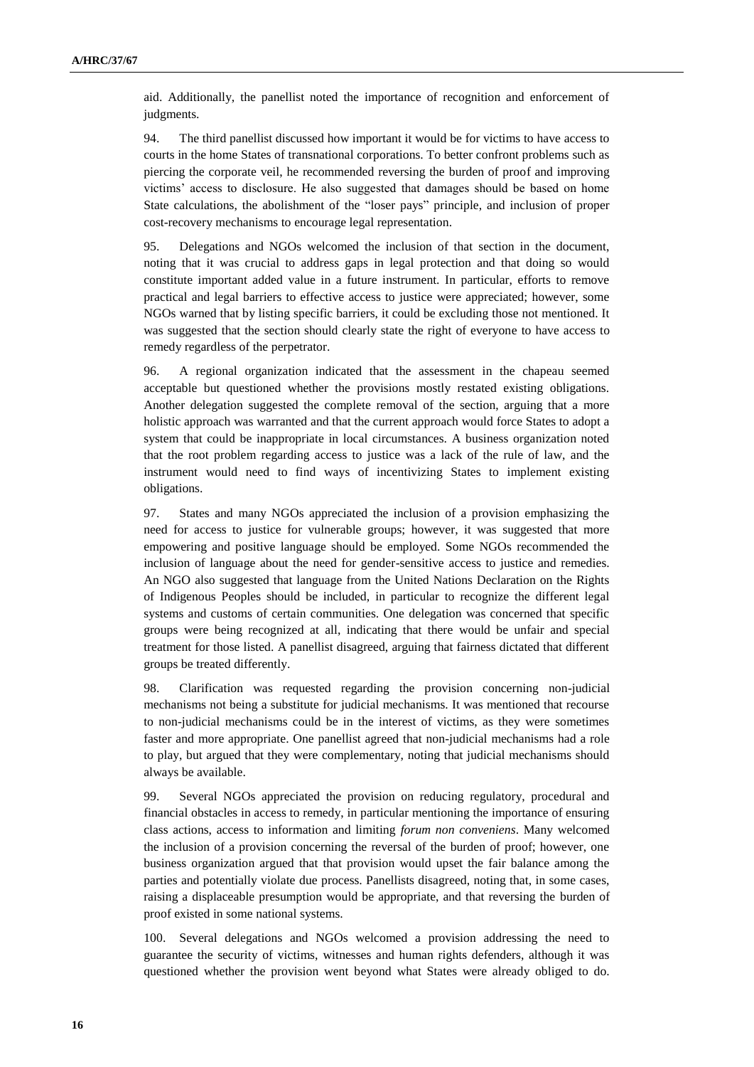aid. Additionally, the panellist noted the importance of recognition and enforcement of judgments.

94. The third panellist discussed how important it would be for victims to have access to courts in the home States of transnational corporations. To better confront problems such as piercing the corporate veil, he recommended reversing the burden of proof and improving victims' access to disclosure. He also suggested that damages should be based on home State calculations, the abolishment of the "loser pays" principle, and inclusion of proper cost-recovery mechanisms to encourage legal representation.

95. Delegations and NGOs welcomed the inclusion of that section in the document, noting that it was crucial to address gaps in legal protection and that doing so would constitute important added value in a future instrument. In particular, efforts to remove practical and legal barriers to effective access to justice were appreciated; however, some NGOs warned that by listing specific barriers, it could be excluding those not mentioned. It was suggested that the section should clearly state the right of everyone to have access to remedy regardless of the perpetrator.

96. A regional organization indicated that the assessment in the chapeau seemed acceptable but questioned whether the provisions mostly restated existing obligations. Another delegation suggested the complete removal of the section, arguing that a more holistic approach was warranted and that the current approach would force States to adopt a system that could be inappropriate in local circumstances. A business organization noted that the root problem regarding access to justice was a lack of the rule of law, and the instrument would need to find ways of incentivizing States to implement existing obligations.

97. States and many NGOs appreciated the inclusion of a provision emphasizing the need for access to justice for vulnerable groups; however, it was suggested that more empowering and positive language should be employed. Some NGOs recommended the inclusion of language about the need for gender-sensitive access to justice and remedies. An NGO also suggested that language from the United Nations Declaration on the Rights of Indigenous Peoples should be included, in particular to recognize the different legal systems and customs of certain communities. One delegation was concerned that specific groups were being recognized at all, indicating that there would be unfair and special treatment for those listed. A panellist disagreed, arguing that fairness dictated that different groups be treated differently.

98. Clarification was requested regarding the provision concerning non-judicial mechanisms not being a substitute for judicial mechanisms. It was mentioned that recourse to non-judicial mechanisms could be in the interest of victims, as they were sometimes faster and more appropriate. One panellist agreed that non-judicial mechanisms had a role to play, but argued that they were complementary, noting that judicial mechanisms should always be available.

99. Several NGOs appreciated the provision on reducing regulatory, procedural and financial obstacles in access to remedy, in particular mentioning the importance of ensuring class actions, access to information and limiting *forum non conveniens*. Many welcomed the inclusion of a provision concerning the reversal of the burden of proof; however, one business organization argued that that provision would upset the fair balance among the parties and potentially violate due process. Panellists disagreed, noting that, in some cases, raising a displaceable presumption would be appropriate, and that reversing the burden of proof existed in some national systems.

100. Several delegations and NGOs welcomed a provision addressing the need to guarantee the security of victims, witnesses and human rights defenders, although it was questioned whether the provision went beyond what States were already obliged to do.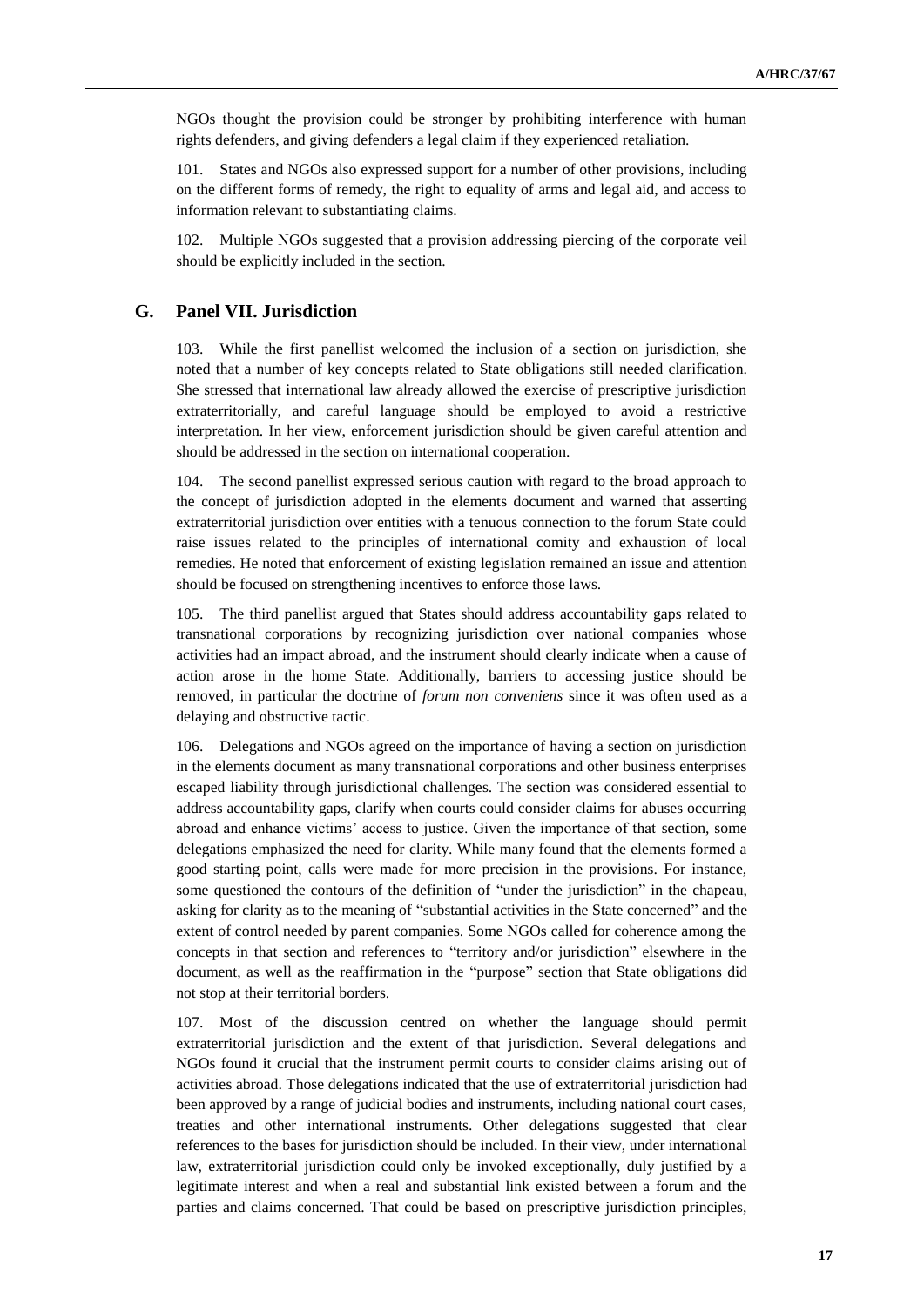NGOs thought the provision could be stronger by prohibiting interference with human rights defenders, and giving defenders a legal claim if they experienced retaliation.

101. States and NGOs also expressed support for a number of other provisions, including on the different forms of remedy, the right to equality of arms and legal aid, and access to information relevant to substantiating claims.

102. Multiple NGOs suggested that a provision addressing piercing of the corporate veil should be explicitly included in the section.

## G. Panel VII. Jurisdiction

103. While the first panellist welcomed the inclusion of a section on jurisdiction, she noted that a number of key concepts related to State obligations still needed clarification. She stressed that international law already allowed the exercise of prescriptive jurisdiction extraterritorially, and careful language should be employed to avoid a restrictive interpretation. In her view, enforcement jurisdiction should be given careful attention and should be addressed in the section on international cooperation.

104. The second panellist expressed serious caution with regard to the broad approach to the concept of jurisdiction adopted in the elements document and warned that asserting extraterritorial jurisdiction over entities with a tenuous connection to the forum State could raise issues related to the principles of international comity and exhaustion of local remedies. He noted that enforcement of existing legislation remained an issue and attention should be focused on strengthening incentives to enforce those laws.

105. The third panellist argued that States should address accountability gaps related to transnational corporations by recognizing jurisdiction over national companies whose activities had an impact abroad, and the instrument should clearly indicate when a cause of action arose in the home State. Additionally, barriers to accessing justice should be removed, in particular the doctrine of *forum non conveniens* since it was often used as a delaying and obstructive tactic.

106. Delegations and NGOs agreed on the importance of having a section on jurisdiction in the elements document as many transnational corporations and other business enterprises escaped liability through jurisdictional challenges. The section was considered essential to address accountability gaps, clarify when courts could consider claims for abuses occurring abroad and enhance victims' access to justice. Given the importance of that section, some delegations emphasized the need for clarity. While many found that the elements formed a good starting point, calls were made for more precision in the provisions. For instance, some questioned the contours of the definition of "under the jurisdiction" in the chapeau, asking for clarity as to the meaning of "substantial activities in the State concerned" and the extent of control needed by parent companies. Some NGOs called for coherence among the concepts in that section and references to "territory and/or jurisdiction" elsewhere in the document, as well as the reaffirmation in the "purpose" section that State obligations did not stop at their territorial borders.

107. Most of the discussion centred on whether the language should permit extraterritorial jurisdiction and the extent of that jurisdiction. Several delegations and NGOs found it crucial that the instrument permit courts to consider claims arising out of activities abroad. Those delegations indicated that the use of extraterritorial jurisdiction had been approved by a range of judicial bodies and instruments, including national court cases, treaties and other international instruments. Other delegations suggested that clear references to the bases for jurisdiction should be included. In their view, under international law, extraterritorial jurisdiction could only be invoked exceptionally, duly justified by a legitimate interest and when a real and substantial link existed between a forum and the parties and claims concerned. That could be based on prescriptive jurisdiction principles,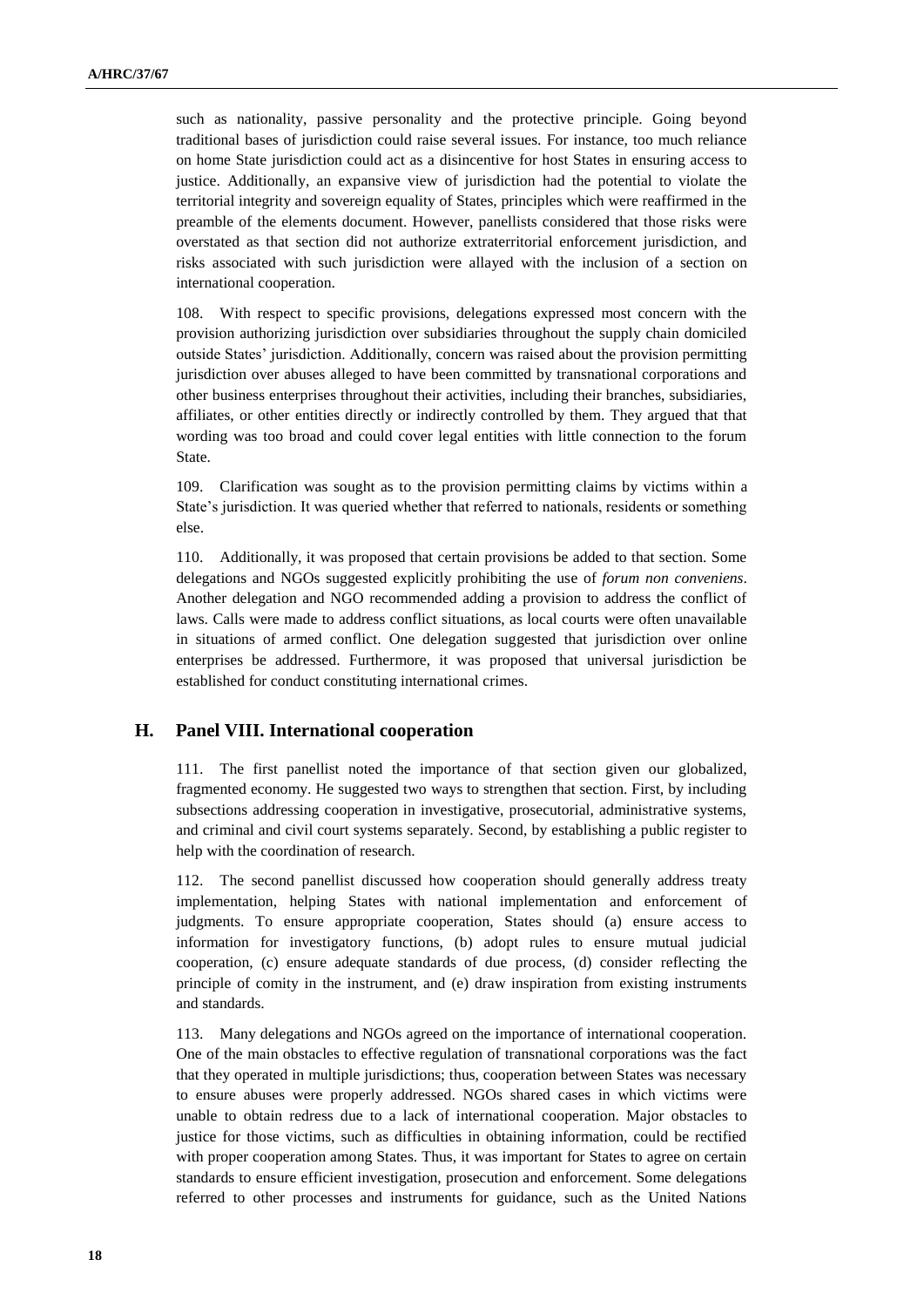such as nationality, passive personality and the protective principle. Going beyond traditional bases of jurisdiction could raise several issues. For instance, too much reliance on home State jurisdiction could act as a disincentive for host States in ensuring access to justice. Additionally, an expansive view of jurisdiction had the potential to violate the territorial integrity and sovereign equality of States, principles which were reaffirmed in the preamble of the elements document. However, panellists considered that those risks were overstated as that section did not authorize extraterritorial enforcement jurisdiction, and risks associated with such jurisdiction were allayed with the inclusion of a section on international cooperation.

108. With respect to specific provisions, delegations expressed most concern with the provision authorizing jurisdiction over subsidiaries throughout the supply chain domiciled outside States' jurisdiction. Additionally, concern was raised about the provision permitting jurisdiction over abuses alleged to have been committed by transnational corporations and other business enterprises throughout their activities, including their branches, subsidiaries, affiliates, or other entities directly or indirectly controlled by them. They argued that that wording was too broad and could cover legal entities with little connection to the forum State.

109. Clarification was sought as to the provision permitting claims by victims within a State's jurisdiction. It was queried whether that referred to nationals, residents or something else.

110. Additionally, it was proposed that certain provisions be added to that section. Some delegations and NGOs suggested explicitly prohibiting the use of *forum non conveniens*. Another delegation and NGO recommended adding a provision to address the conflict of laws. Calls were made to address conflict situations, as local courts were often unavailable in situations of armed conflict. One delegation suggested that jurisdiction over online enterprises be addressed. Furthermore, it was proposed that universal jurisdiction be established for conduct constituting international crimes.

## H. Panel VIII. International cooperation

111. The first panellist noted the importance of that section given our globalized, fragmented economy. He suggested two ways to strengthen that section. First, by including subsections addressing cooperation in investigative, prosecutorial, administrative systems, and criminal and civil court systems separately. Second, by establishing a public register to help with the coordination of research.

112. The second panellist discussed how cooperation should generally address treaty implementation, helping States with national implementation and enforcement of judgments. To ensure appropriate cooperation, States should (a) ensure access to information for investigatory functions, (b) adopt rules to ensure mutual judicial cooperation, (c) ensure adequate standards of due process, (d) consider reflecting the principle of comity in the instrument, and (e) draw inspiration from existing instruments and standards.

113. Many delegations and NGOs agreed on the importance of international cooperation. One of the main obstacles to effective regulation of transnational corporations was the fact that they operated in multiple jurisdictions; thus, cooperation between States was necessary to ensure abuses were properly addressed. NGOs shared cases in which victims were unable to obtain redress due to a lack of international cooperation. Major obstacles to justice for those victims, such as difficulties in obtaining information, could be rectified with proper cooperation among States. Thus, it was important for States to agree on certain standards to ensure efficient investigation, prosecution and enforcement. Some delegations referred to other processes and instruments for guidance, such as the United Nations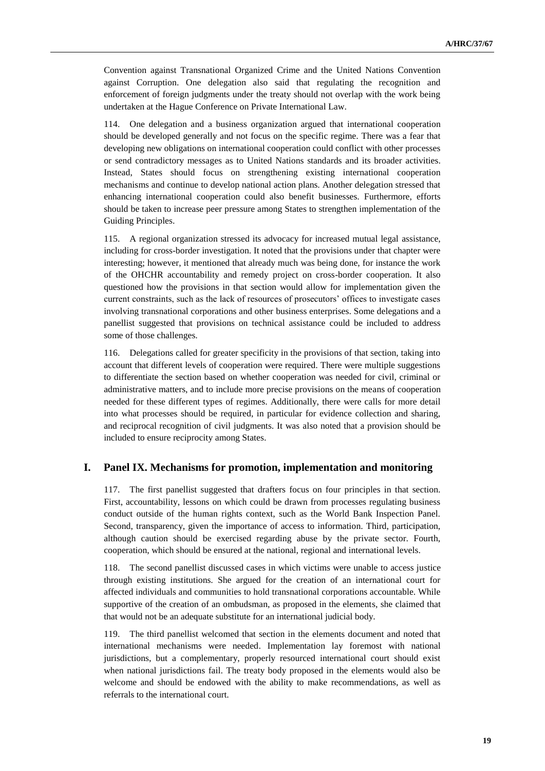Convention against Transnational Organized Crime and the United Nations Convention against Corruption. One delegation also said that regulating the recognition and enforcement of foreign judgments under the treaty should not overlap with the work being undertaken at the Hague Conference on Private International Law.

114. One delegation and a business organization argued that international cooperation should be developed generally and not focus on the specific regime. There was a fear that developing new obligations on international cooperation could conflict with other processes or send contradictory messages as to United Nations standards and its broader activities. Instead, States should focus on strengthening existing international cooperation mechanisms and continue to develop national action plans. Another delegation stressed that enhancing international cooperation could also benefit businesses. Furthermore, efforts should be taken to increase peer pressure among States to strengthen implementation of the Guiding Principles.

115. A regional organization stressed its advocacy for increased mutual legal assistance, including for cross-border investigation. It noted that the provisions under that chapter were interesting; however, it mentioned that already much was being done, for instance the work of the OHCHR accountability and remedy project on cross-border cooperation. It also questioned how the provisions in that section would allow for implementation given the current constraints, such as the lack of resources of prosecutors' offices to investigate cases involving transnational corporations and other business enterprises. Some delegations and a panellist suggested that provisions on technical assistance could be included to address some of those challenges.

116. Delegations called for greater specificity in the provisions of that section, taking into account that different levels of cooperation were required. There were multiple suggestions to differentiate the section based on whether cooperation was needed for civil, criminal or administrative matters, and to include more precise provisions on the means of cooperation needed for these different types of regimes. Additionally, there were calls for more detail into what processes should be required, in particular for evidence collection and sharing, and reciprocal recognition of civil judgments. It was also noted that a provision should be included to ensure reciprocity among States.

## I. Panel IX. Mechanisms for promotion, implementation and monitoring

117. The first panellist suggested that drafters focus on four principles in that section. First, accountability, lessons on which could be drawn from processes regulating business conduct outside of the human rights context, such as the World Bank Inspection Panel. Second, transparency, given the importance of access to information. Third, participation, although caution should be exercised regarding abuse by the private sector. Fourth, cooperation, which should be ensured at the national, regional and international levels.

118. The second panellist discussed cases in which victims were unable to access justice through existing institutions. She argued for the creation of an international court for affected individuals and communities to hold transnational corporations accountable. While supportive of the creation of an ombudsman, as proposed in the elements, she claimed that that would not be an adequate substitute for an international judicial body.

119. The third panellist welcomed that section in the elements document and noted that international mechanisms were needed. Implementation lay foremost with national jurisdictions, but a complementary, properly resourced international court should exist when national jurisdictions fail. The treaty body proposed in the elements would also be welcome and should be endowed with the ability to make recommendations, as well as referrals to the international court.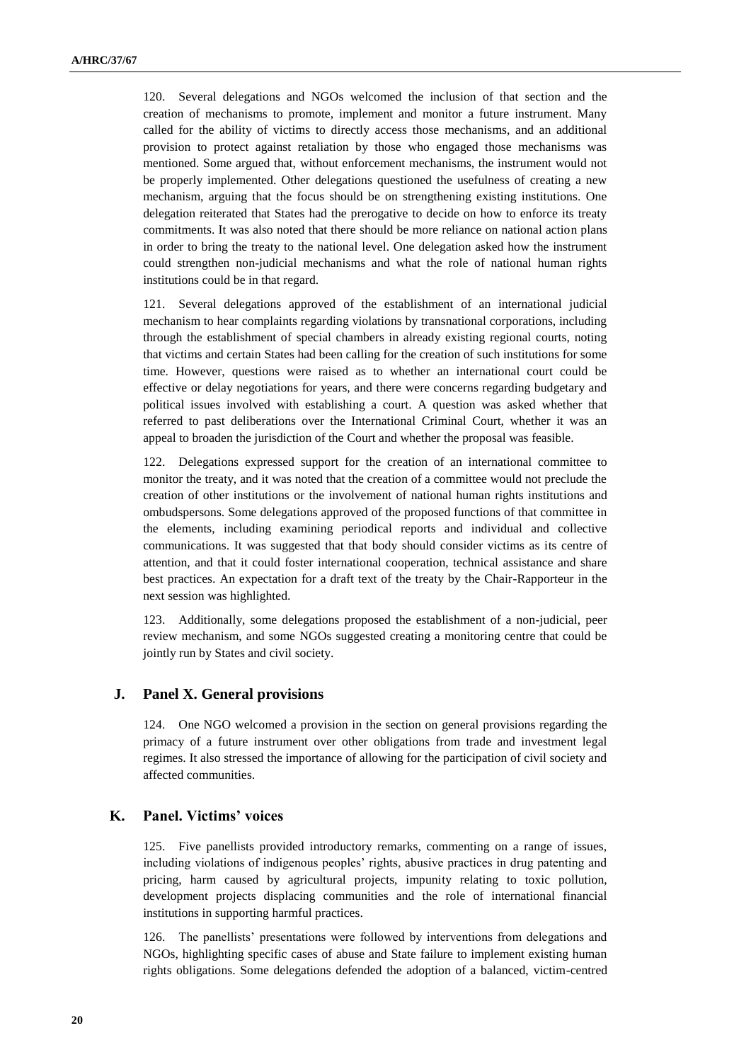120. Several delegations and NGOs welcomed the inclusion of that section and the creation of mechanisms to promote, implement and monitor a future instrument. Many called for the ability of victims to directly access those mechanisms, and an additional provision to protect against retaliation by those who engaged those mechanisms was mentioned. Some argued that, without enforcement mechanisms, the instrument would not be properly implemented. Other delegations questioned the usefulness of creating a new mechanism, arguing that the focus should be on strengthening existing institutions. One delegation reiterated that States had the prerogative to decide on how to enforce its treaty commitments. It was also noted that there should be more reliance on national action plans in order to bring the treaty to the national level. One delegation asked how the instrument could strengthen non-judicial mechanisms and what the role of national human rights institutions could be in that regard.

121. Several delegations approved of the establishment of an international judicial mechanism to hear complaints regarding violations by transnational corporations, including through the establishment of special chambers in already existing regional courts, noting that victims and certain States had been calling for the creation of such institutions for some time. However, questions were raised as to whether an international court could be effective or delay negotiations for years, and there were concerns regarding budgetary and political issues involved with establishing a court. A question was asked whether that referred to past deliberations over the International Criminal Court, whether it was an appeal to broaden the jurisdiction of the Court and whether the proposal was feasible.

122. Delegations expressed support for the creation of an international committee to monitor the treaty, and it was noted that the creation of a committee would not preclude the creation of other institutions or the involvement of national human rights institutions and ombudspersons. Some delegations approved of the proposed functions of that committee in the elements, including examining periodical reports and individual and collective communications. It was suggested that that body should consider victims as its centre of attention, and that it could foster international cooperation, technical assistance and share best practices. An expectation for a draft text of the treaty by the Chair-Rapporteur in the next session was highlighted.

123. Additionally, some delegations proposed the establishment of a non-judicial, peer review mechanism, and some NGOs suggested creating a monitoring centre that could be jointly run by States and civil society.

## J. Panel X. General provisions

124. One NGO welcomed a provision in the section on general provisions regarding the primacy of a future instrument over other obligations from trade and investment legal regimes. It also stressed the importance of allowing for the participation of civil society and affected communities.

## K. Panel. Victims' voices

125. Five panellists provided introductory remarks, commenting on a range of issues, including violations of indigenous peoples' rights, abusive practices in drug patenting and pricing, harm caused by agricultural projects, impunity relating to toxic pollution, development projects displacing communities and the role of international financial institutions in supporting harmful practices.

126. The panellists' presentations were followed by interventions from delegations and NGOs, highlighting specific cases of abuse and State failure to implement existing human rights obligations. Some delegations defended the adoption of a balanced, victim-centred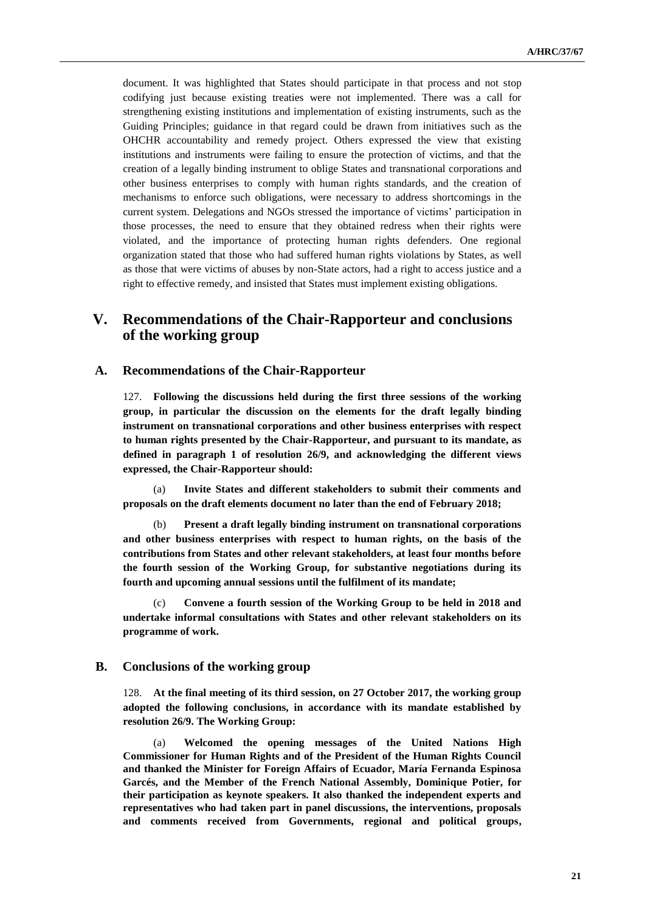document. It was highlighted that States should participate in that process and not stop codifying just because existing treaties were not implemented. There was a call for strengthening existing institutions and implementation of existing instruments, such as the Guiding Principles; guidance in that regard could be drawn from initiatives such as the OHCHR accountability and remedy project. Others expressed the view that existing institutions and instruments were failing to ensure the protection of victims, and that the creation of a legally binding instrument to oblige States and transnational corporations and other business enterprises to comply with human rights standards, and the creation of mechanisms to enforce such obligations, were necessary to address shortcomings in the current system. Delegations and NGOs stressed the importance of victims' participation in those processes, the need to ensure that they obtained redress when their rights were violated, and the importance of protecting human rights defenders. One regional organization stated that those who had suffered human rights violations by States, as well as those that were victims of abuses by non-State actors, had a right to access justice and a right to effective remedy, and insisted that States must implement existing obligations.

# V. Recommendations of the Chair-Rapporteur and conclusions of the working group

## A. Recommendations of the Chair-Rapporteur

127. **Following the discussions held during the first three sessions of the working group, in particular the discussion on the elements for the draft legally binding instrument on transnational corporations and other business enterprises with respect to human rights presented by the Chair-Rapporteur, and pursuant to its mandate, as defined in paragraph 1 of resolution 26/9, and acknowledging the different views expressed, the Chair-Rapporteur should:**

(a) **Invite States and different stakeholders to submit their comments and proposals on the draft elements document no later than the end of February 2018;**

(b) **Present a draft legally binding instrument on transnational corporations and other business enterprises with respect to human rights, on the basis of the contributions from States and other relevant stakeholders, at least four months before the fourth session of the Working Group, for substantive negotiations during its fourth and upcoming annual sessions until the fulfilment of its mandate;**

(c) **Convene a fourth session of the Working Group to be held in 2018 and undertake informal consultations with States and other relevant stakeholders on its programme of work.**

## B. Conclusions of the working group

128. **At the final meeting of its third session, on 27 October 2017, the working group adopted the following conclusions, in accordance with its mandate established by resolution 26/9. The Working Group:**

(a) **Welcomed the opening messages of the United Nations High Commissioner for Human Rights and of the President of the Human Rights Council and thanked the Minister for Foreign Affairs of Ecuador, María Fernanda Espinosa Garcés, and the Member of the French National Assembly, Dominique Potier, for their participation as keynote speakers. It also thanked the independent experts and representatives who had taken part in panel discussions, the interventions, proposals and comments received from Governments, regional and political groups,**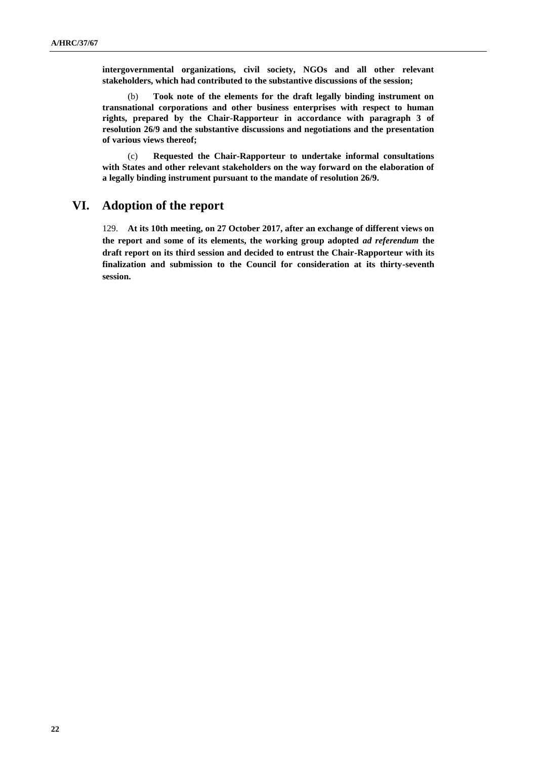**intergovernmental organizations, civil society, NGOs and all other relevant stakeholders, which had contributed to the substantive discussions of the session;**

(b) **Took note of the elements for the draft legally binding instrument on transnational corporations and other business enterprises with respect to human rights, prepared by the Chair-Rapporteur in accordance with paragraph 3 of resolution 26/9 and the substantive discussions and negotiations and the presentation of various views thereof;**

(c) **Requested the Chair-Rapporteur to undertake informal consultations with States and other relevant stakeholders on the way forward on the elaboration of a legally binding instrument pursuant to the mandate of resolution 26/9.**

## VI. Adoption of the report

129. **At its 10th meeting, on 27 October 2017, after an exchange of different views on the report and some of its elements, the working group adopted *ad referendum* the draft report on its third session and decided to entrust the Chair-Rapporteur with its finalization and submission to the Council for consideration at its thirty-seventh session.**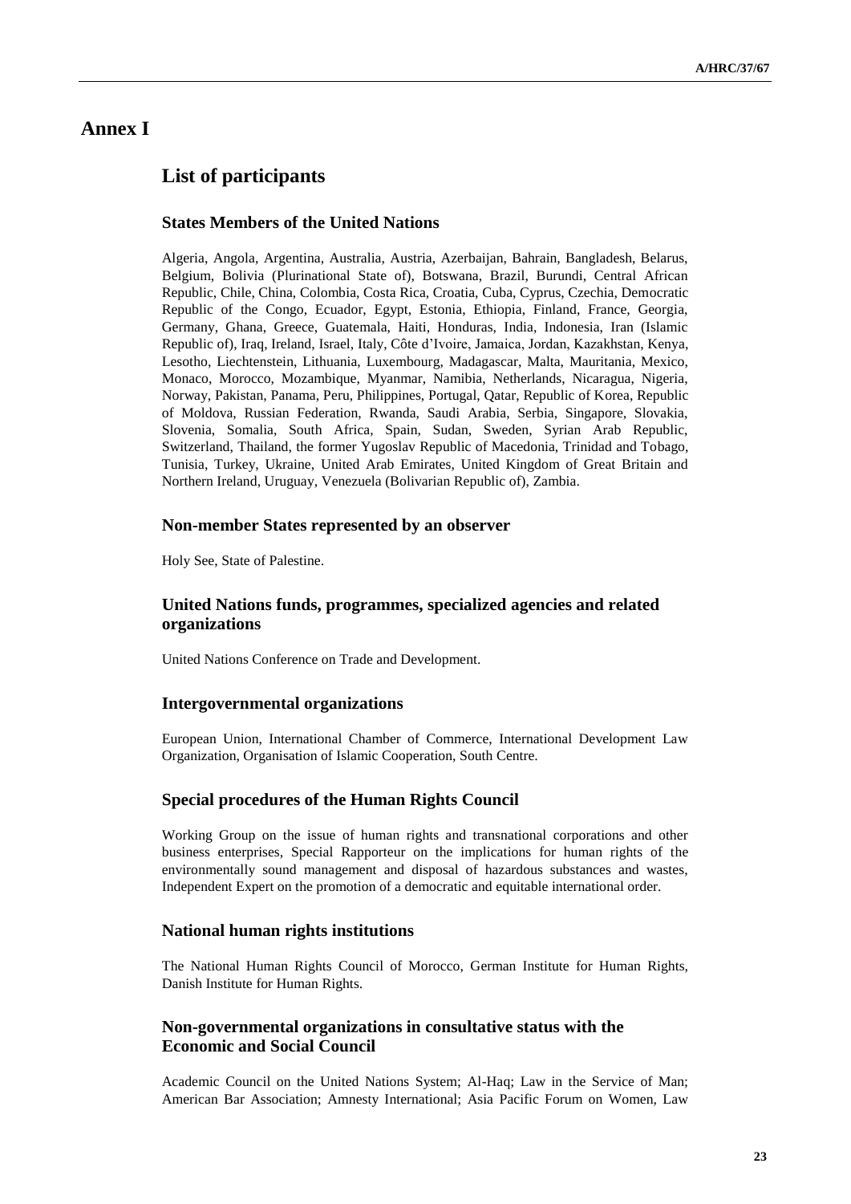# Annex I

## List of participants

### States Members of the United Nations

Algeria, Angola, Argentina, Australia, Austria, Azerbaijan, Bahrain, Bangladesh, Belarus, Belgium, Bolivia (Plurinational State of), Botswana, Brazil, Burundi, Central African Republic, Chile, China, Colombia, Costa Rica, Croatia, Cuba, Cyprus, Czechia, Democratic Republic of the Congo, Ecuador, Egypt, Estonia, Ethiopia, Finland, France, Georgia, Germany, Ghana, Greece, Guatemala, Haiti, Honduras, India, Indonesia, Iran (Islamic Republic of), Iraq, Ireland, Israel, Italy, Côte d'Ivoire, Jamaica, Jordan, Kazakhstan, Kenya, Lesotho, Liechtenstein, Lithuania, Luxembourg, Madagascar, Malta, Mauritania, Mexico, Monaco, Morocco, Mozambique, Myanmar, Namibia, Netherlands, Nicaragua, Nigeria, Norway, Pakistan, Panama, Peru, Philippines, Portugal, Qatar, Republic of Korea, Republic of Moldova, Russian Federation, Rwanda, Saudi Arabia, Serbia, Singapore, Slovakia, Slovenia, Somalia, South Africa, Spain, Sudan, Sweden, Syrian Arab Republic, Switzerland, Thailand, the former Yugoslav Republic of Macedonia, Trinidad and Tobago, Tunisia, Turkey, Ukraine, United Arab Emirates, United Kingdom of Great Britain and Northern Ireland, Uruguay, Venezuela (Bolivarian Republic of), Zambia.

### Non-member States represented by an observer

Holy See, State of Palestine.

### United Nations funds, programmes, specialized agencies and related organizations

United Nations Conference on Trade and Development.

### Intergovernmental organizations

European Union, International Chamber of Commerce, International Development Law Organization, Organisation of Islamic Cooperation, South Centre.

### Special procedures of the Human Rights Council

Working Group on the issue of human rights and transnational corporations and other business enterprises, Special Rapporteur on the implications for human rights of the environmentally sound management and disposal of hazardous substances and wastes, Independent Expert on the promotion of a democratic and equitable international order.

### National human rights institutions

The National Human Rights Council of Morocco, German Institute for Human Rights, Danish Institute for Human Rights.

### Non-governmental organizations in consultative status with the Economic and Social Council

Academic Council on the United Nations System; Al-Haq; Law in the Service of Man; American Bar Association; Amnesty International; Asia Pacific Forum on Women, Law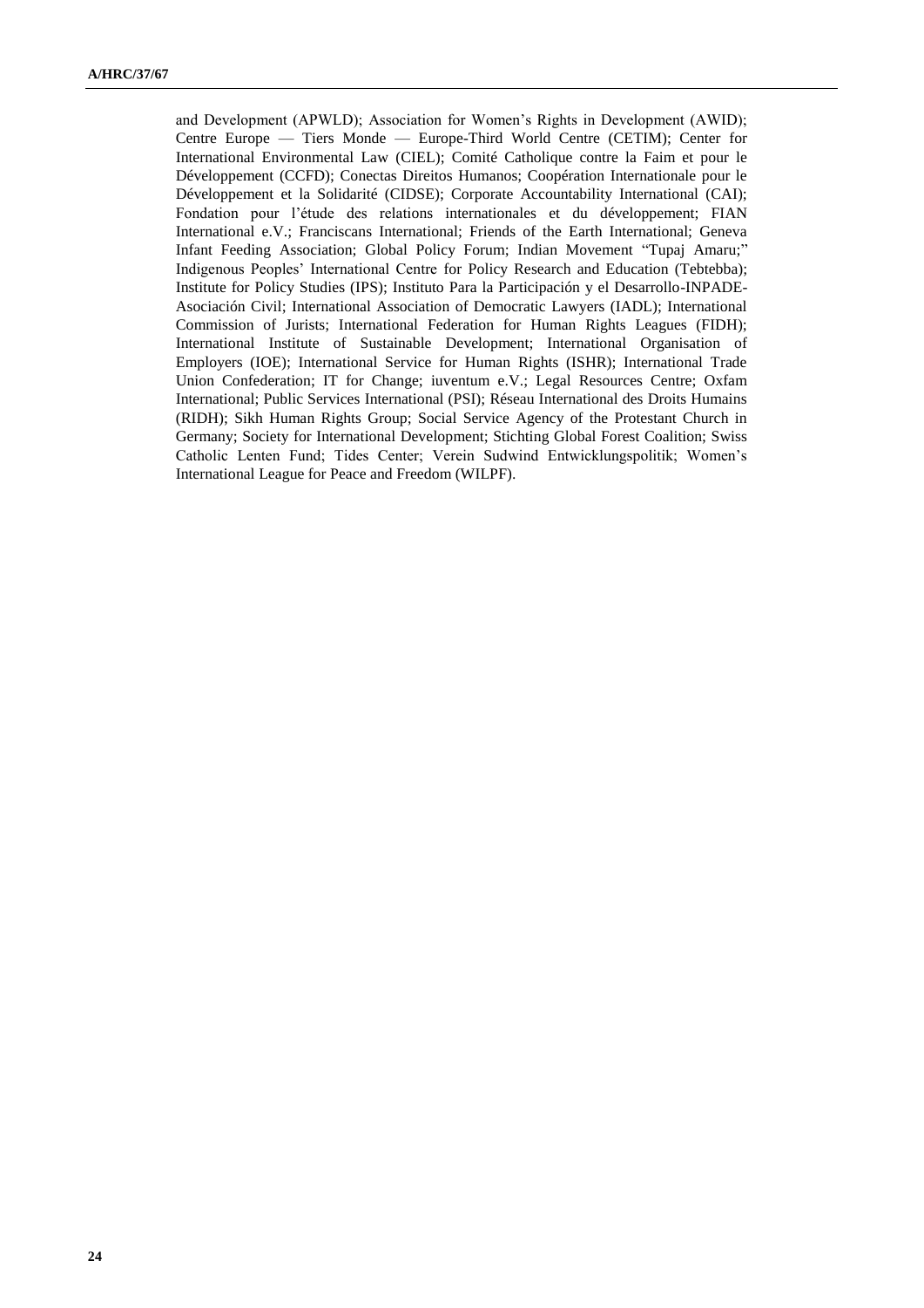and Development (APWLD); Association for Women's Rights in Development (AWID); Centre Europe — Tiers Monde — Europe-Third World Centre (CETIM); Center for International Environmental Law (CIEL); Comité Catholique contre la Faim et pour le Développement (CCFD); Conectas Direitos Humanos; Coopération Internationale pour le Développement et la Solidarité (CIDSE); Corporate Accountability International (CAI); Fondation pour l'étude des relations internationales et du développement; FIAN International e.V.; Franciscans International; Friends of the Earth International; Geneva Infant Feeding Association; Global Policy Forum; Indian Movement "Tupaj Amaru;" Indigenous Peoples' International Centre for Policy Research and Education (Tebtebba); Institute for Policy Studies (IPS); Instituto Para la Participación y el Desarrollo-INPADE-Asociación Civil; International Association of Democratic Lawyers (IADL); International Commission of Jurists; International Federation for Human Rights Leagues (FIDH); International Institute of Sustainable Development; International Organisation of Employers (IOE); International Service for Human Rights (ISHR); International Trade Union Confederation; IT for Change; iuventum e.V.; Legal Resources Centre; Oxfam International; Public Services International (PSI); Réseau International des Droits Humains (RIDH); Sikh Human Rights Group; Social Service Agency of the Protestant Church in Germany; Society for International Development; Stichting Global Forest Coalition; Swiss Catholic Lenten Fund; Tides Center; Verein Sudwind Entwicklungspolitik; Women's International League for Peace and Freedom (WILPF).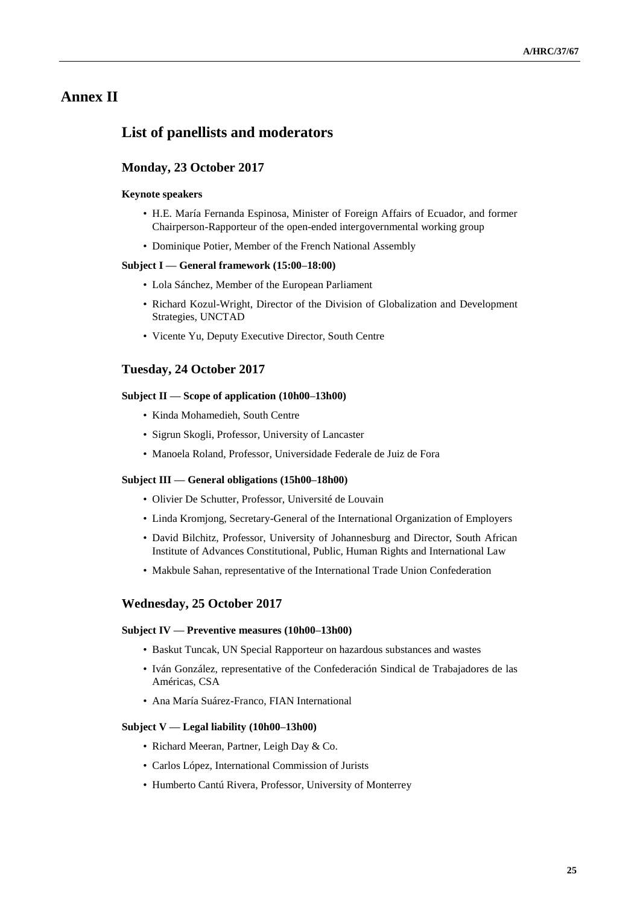# Annex II

## List of panellists and moderators

### Monday, 23 October 2017

#### Keynote speakers

- H.E. María Fernanda Espinosa, Minister of Foreign Affairs of Ecuador, and former Chairperson-Rapporteur of the open-ended intergovernmental working group
- Dominique Potier, Member of the French National Assembly

#### Subject I — General framework (15:00–18:00)

- Lola Sánchez, Member of the European Parliament
- Richard Kozul-Wright, Director of the Division of Globalization and Development Strategies, UNCTAD
- Vicente Yu, Deputy Executive Director, South Centre

### Tuesday, 24 October 2017

#### Subject II — Scope of application (10h00–13h00)

- Kinda Mohamedieh, South Centre
- Sigrun Skogli, Professor, University of Lancaster
- Manoela Roland, Professor, Universidade Federale de Juiz de Fora

#### Subject III — General obligations (15h00–18h00)

- Olivier De Schutter, Professor, Université de Louvain
- Linda Kromjong, Secretary-General of the International Organization of Employers
- David Bilchitz, Professor, University of Johannesburg and Director, South African Institute of Advances Constitutional, Public, Human Rights and International Law
- Makbule Sahan, representative of the International Trade Union Confederation

### Wednesday, 25 October 2017

#### Subject IV — Preventive measures (10h00–13h00)

- Baskut Tuncak, UN Special Rapporteur on hazardous substances and wastes
- Iván González, representative of the Confederación Sindical de Trabajadores de las Américas, CSA
- Ana María Suárez-Franco, FIAN International

#### Subject V — Legal liability (10h00–13h00)

- Richard Meeran, Partner, Leigh Day & Co.
- Carlos López, International Commission of Jurists
- Humberto Cantú Rivera, Professor, University of Monterrey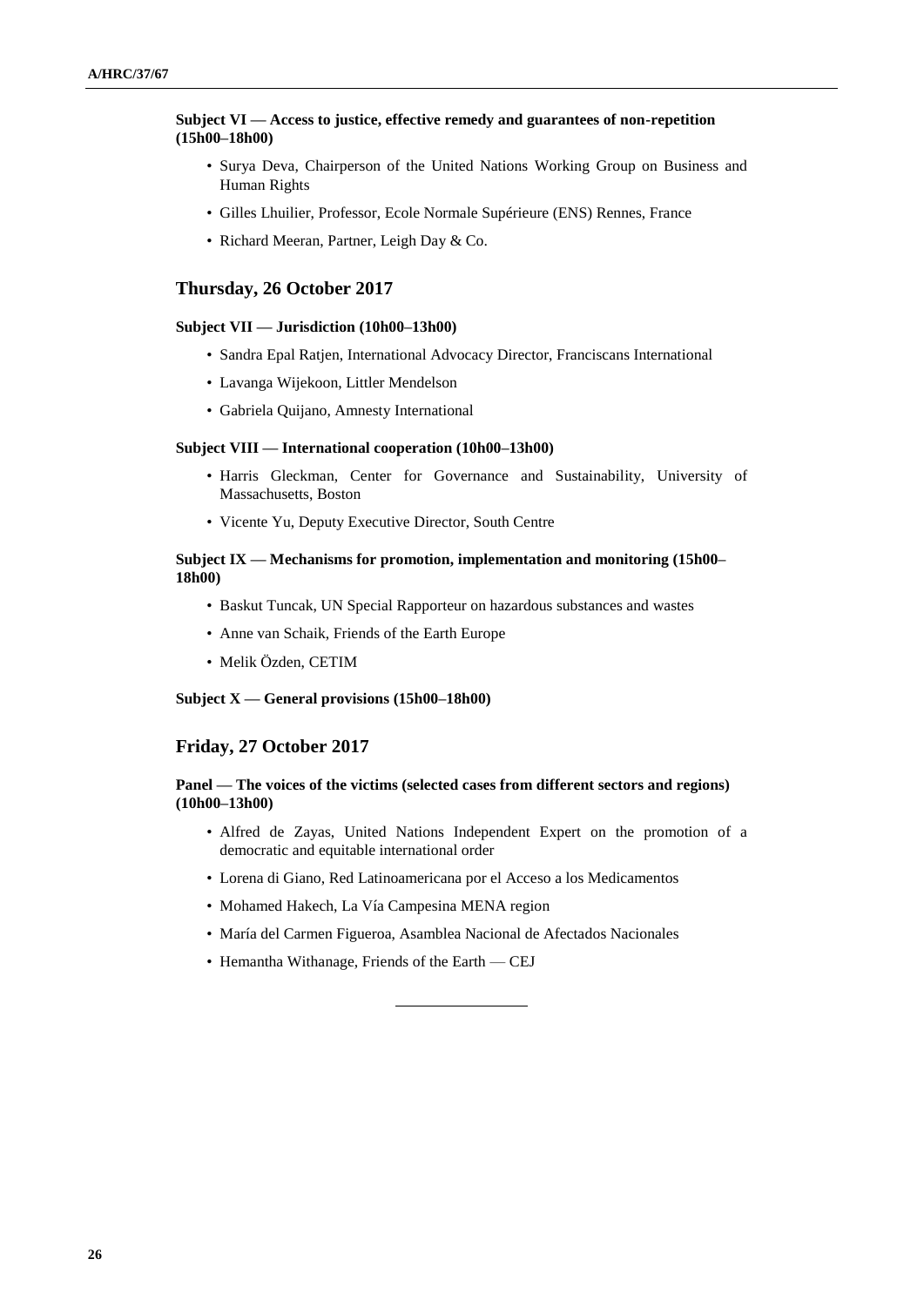**Subject VI — Access to justice, effective remedy and guarantees of non-repetition (15h00–18h00)**

- Surya Deva, Chairperson of the United Nations Working Group on Business and Human Rights
- Gilles Lhuilier, Professor, Ecole Normale Supérieure (ENS) Rennes, France
- Richard Meeran, Partner, Leigh Day & Co.

## Thursday, 26 October 2017

**Subject VII — Jurisdiction (10h00–13h00)**

- Sandra Epal Ratjen, International Advocacy Director, Franciscans International
- Lavanga Wijekoon, Littler Mendelson
- Gabriela Quijano, Amnesty International

**Subject VIII — International cooperation (10h00–13h00)**

- Harris Gleckman, Center for Governance and Sustainability, University of Massachusetts, Boston
- Vicente Yu, Deputy Executive Director, South Centre

**Subject IX — Mechanisms for promotion, implementation and monitoring (15h00–18h00)**

- Baskut Tuncak, UN Special Rapporteur on hazardous substances and wastes
- Anne van Schaik, Friends of the Earth Europe
- Melik Özden, CETIM

**Subject X — General provisions (15h00–18h00)**

## Friday, 27 October 2017

**Panel — The voices of the victims (selected cases from different sectors and regions) (10h00–13h00)**

- Alfred de Zayas, United Nations Independent Expert on the promotion of a democratic and equitable international order
- Lorena di Giano, Red Latinoamericana por el Acceso a los Medicamentos
- Mohamed Hakech, La Vía Campesina MENA region
- María del Carmen Figueroa, Asamblea Nacional de Afectados Nacionales
- Hemantha Withanage, Friends of the Earth — CEJ